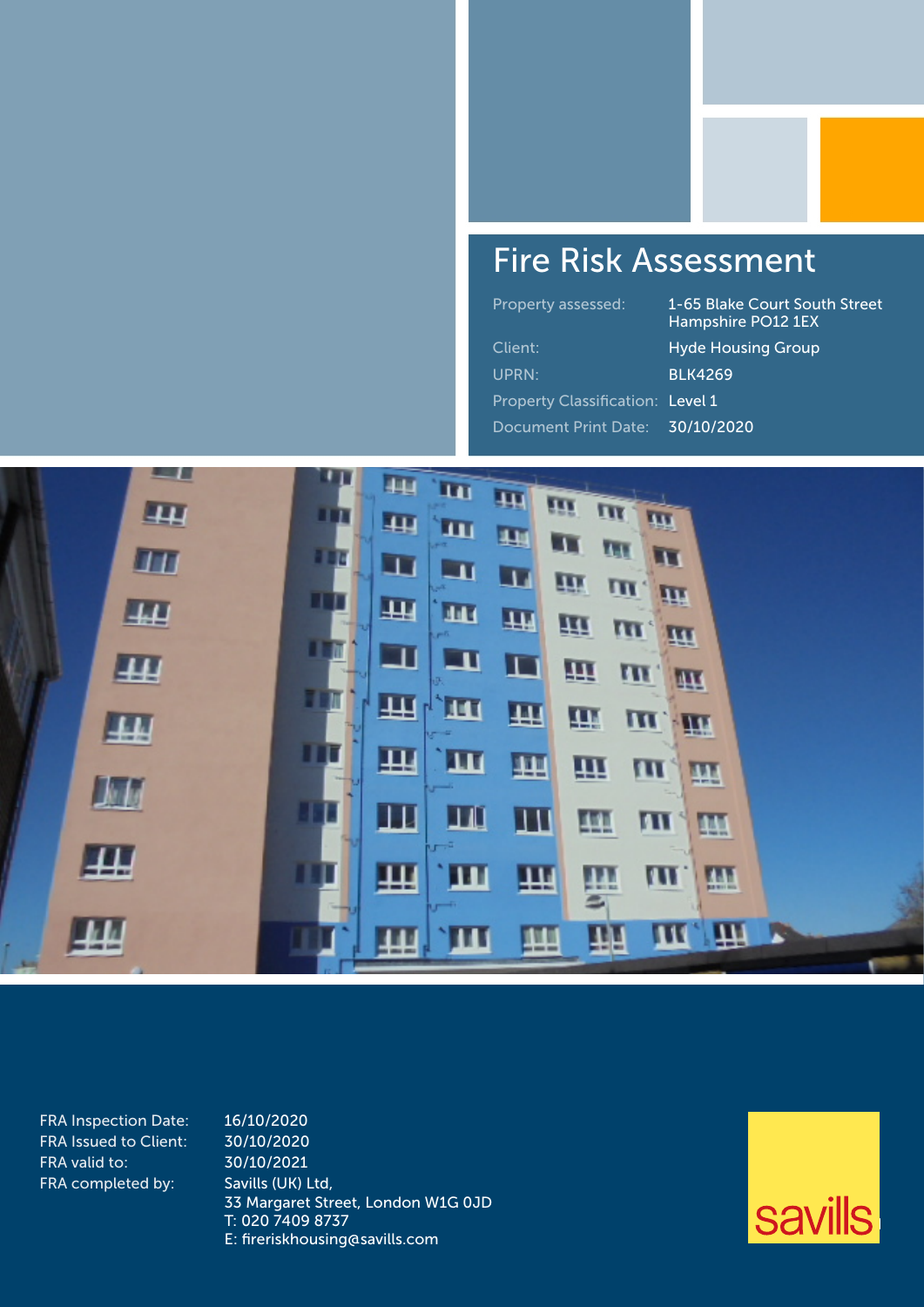# Fire Risk Assessment

| | |
|---|---|
| Property assessed: | 1-65 Blake Court South Street Hampshire PO12 1EX |
| Client: | Hyde Housing Group |
| UPRN: | BLK4269 |
| Property Classification: | Level 1 |
| Document Print Date: | 30/10/2020 |

| | |
|---|---|
| FRA Inspection Date: | 16/10/2020 |
| FRA Issued to Client: | 30/10/2020 |
| FRA valid to: | 30/10/2021 |
| FRA completed by: | Savills (UK) Ltd, 33 Margaret Street, London W1G 0JD T: 020 7409 8737 E: fireriskhousing@savills.com |

savills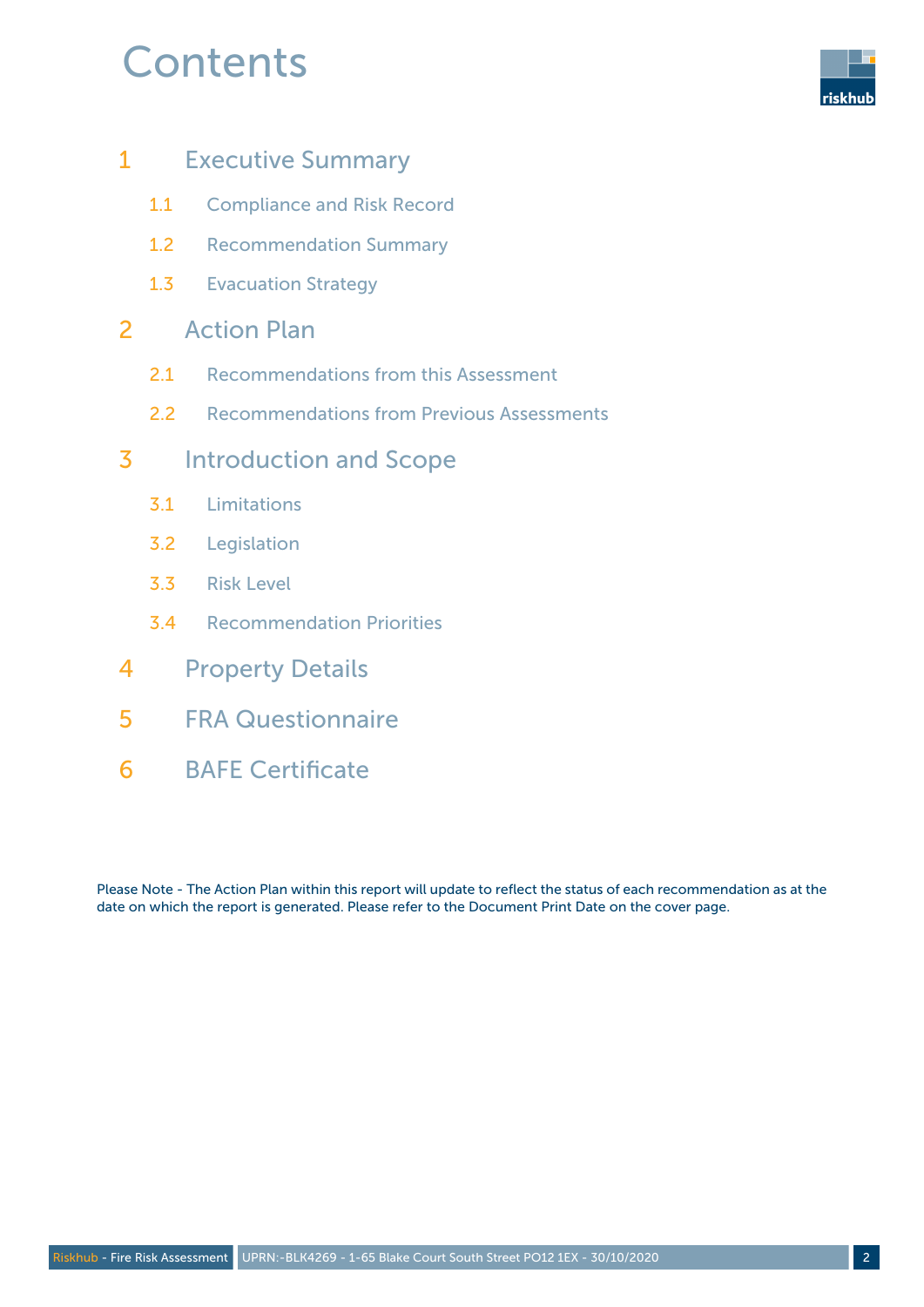# Contents

1 Executive Summary

- 1.1 Compliance and Risk Record
- 1.2 Recommendation Summary
- 1.3 Evacuation Strategy

2 Action Plan

- 2.1 Recommendations from this Assessment
- 2.2 Recommendations from Previous Assessments

3 Introduction and Scope

- 3.1 Limitations
- 3.2 Legislation
- 3.3 Risk Level
- 3.4 Recommendation Priorities

4 Property Details

5 FRA Questionnaire

6 BAFE Certificate

Please Note - The Action Plan within this report will update to reflect the status of each recommendation as at the date on which the report is generated. Please refer to the Document Print Date on the cover page.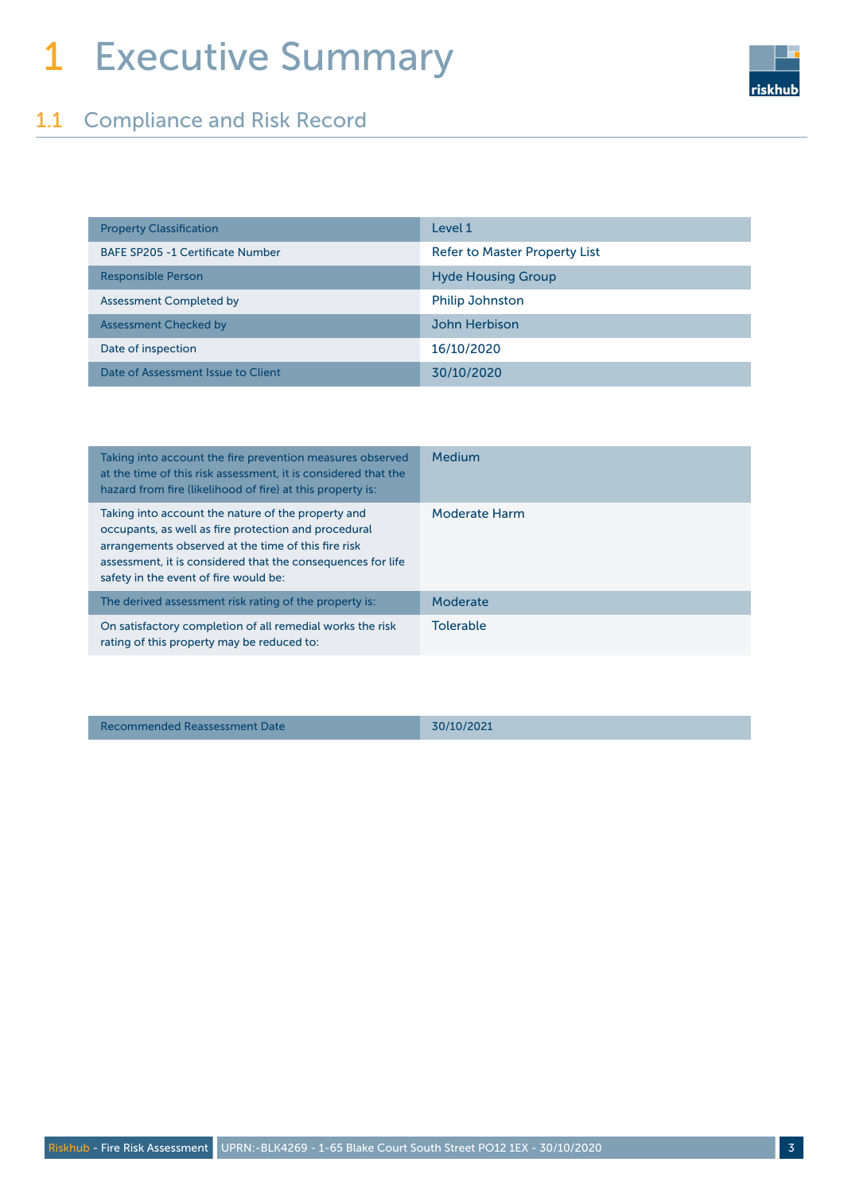# 1 Executive Summary

## 1.1 Compliance and Risk Record

| Property Classification | Level 1 |
| --- | --- |
| BAFE SP205 -1 Certificate Number | Refer to Master Property List |
| Responsible Person | Hyde Housing Group |
| Assessment Completed by | Philip Johnston |
| Assessment Checked by | John Herbison |
| Date of inspection | 16/10/2020 |
| Date of Assessment Issue to Client | 30/10/2020 |

| Taking into account the fire prevention measures observed at the time of this risk assessment, it is considered that the hazard from fire (likelihood of fire) at this property is: | Medium |
| --- | --- |
| Taking into account the nature of the property and occupants, as well as fire protection and procedural arrangements observed at the time of this fire risk assessment, it is considered that the consequences for life safety in the event of fire would be: | Moderate Harm |
| The derived assessment risk rating of the property is: | Moderate |
| On satisfactory completion of all remedial works the risk rating of this property may be reduced to: | Tolerable |

| Recommended Reassessment Date | 30/10/2021 |
| --- | --- |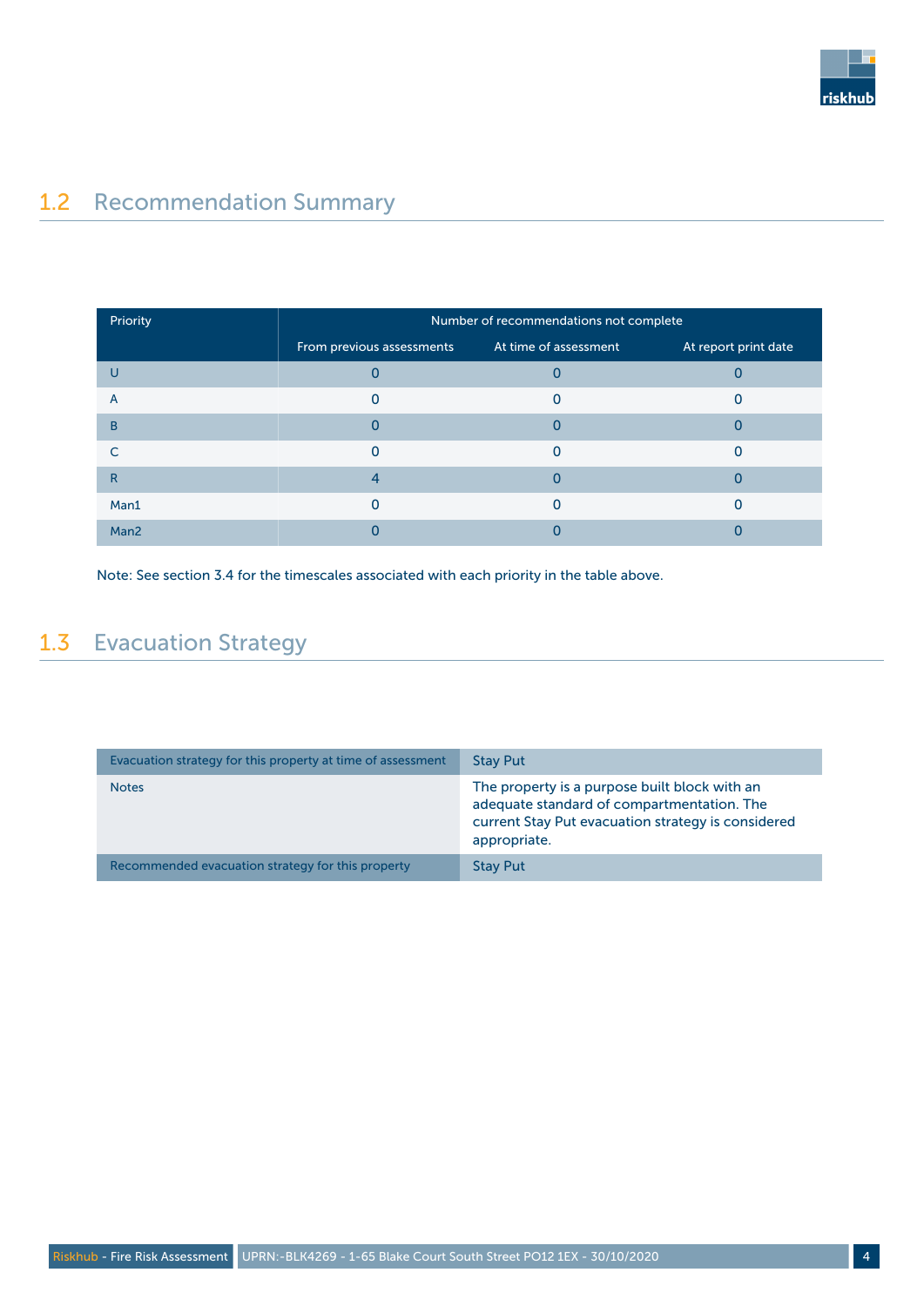## 1.2 Recommendation Summary

| Priority | Number of recommendations not complete | | |
|---|---|---|---|
| | From previous assessments | At time of assessment | At report print date |
| U | 0 | 0 | 0 |
| A | 0 | 0 | 0 |
| B | 0 | 0 | 0 |
| C | 0 | 0 | 0 |
| R | 4 | 0 | 0 |
| Man1 | 0 | 0 | 0 |
| Man2 | 0 | 0 | 0 |

Note: See section 3.4 for the timescales associated with each priority in the table above.

## 1.3 Evacuation Strategy

| | |
|---|---|
| Evacuation strategy for this property at time of assessment | Stay Put |
| Notes | The property is a purpose built block with an adequate standard of compartmentation. The current Stay Put evacuation strategy is considered appropriate. |
| Recommended evacuation strategy for this property | Stay Put |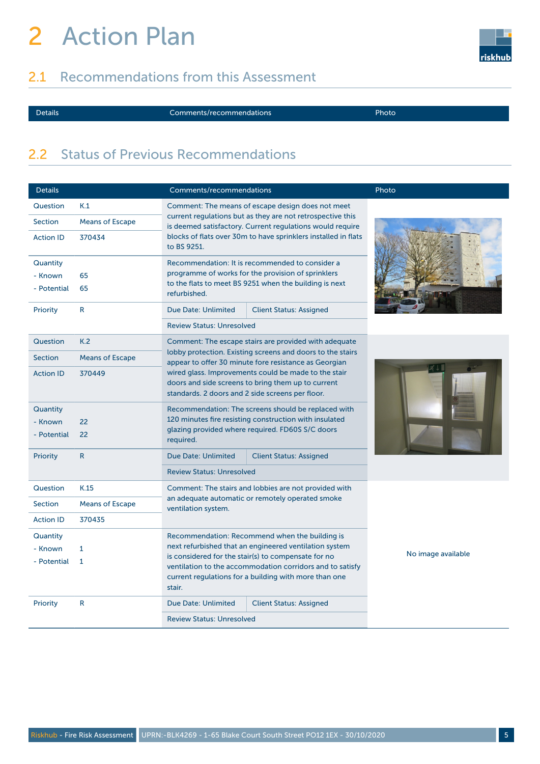# 2 Action Plan

## 2.1 Recommendations from this Assessment

| Details | Comments/recommendations | Photo |
| --- | --- | --- |

## 2.2 Status of Previous Recommendations

| Details | | Comments/recommendations | | Photo |
| --- | --- | --- | --- | --- |
| Question | K.1 | Comment: The means of escape design does not meet current regulations but as they are not retrospective this is deemed satisfactory. Current regulations would require blocks of flats over 30m to have sprinklers installed in flats to BS 9251. | | |
| Section | Means of Escape | | | |
| Action ID | 370434 | | | |
| Quantity<br>- Known<br>- Potential | <br>65<br>65 | Recommendation: It is recommended to consider a programme of works for the provision of sprinklers to the flats to meet BS 9251 when the building is next refurbished. | | |
| Priority | R | Due Date: Unlimited | Client Status: Assigned | |
| | | Review Status: Unresolved | | |
| Question | K.2 | Comment: The escape stairs are provided with adequate lobby protection. Existing screens and doors to the stairs appear to offer 30 minute fore resistance as Georgian wired glass. Improvements could be made to the stair doors and side screens to bring them up to current standards. 2 doors and 2 side screens per floor. | | |
| Section | Means of Escape | | | |
| Action ID | 370449 | | | |
| Quantity<br>- Known<br>- Potential | <br>22<br>22 | Recommendation: The screens should be replaced with 120 minutes fire resisting construction with insulated glazing provided where required. FD60S S/C doors required. | | |
| Priority | R | Due Date: Unlimited | Client Status: Assigned | |
| | | Review Status: Unresolved | | |
| Question | K.15 | Comment: The stairs and lobbies are not provided with an adequate automatic or remotely operated smoke ventilation system. | | No image available |
| Section | Means of Escape | | | |
| Action ID | 370435 | | | |
| Quantity<br>- Known<br>- Potential | <br>1<br>1 | Recommendation: Recommend when the building is next refurbished that an engineered ventilation system is considered for the stair(s) to compensate for no ventilation to the accommodation corridors and to satisfy current regulations for a building with more than one stair. | | |
| Priority | R | Due Date: Unlimited | Client Status: Assigned | |
| | | Review Status: Unresolved | | |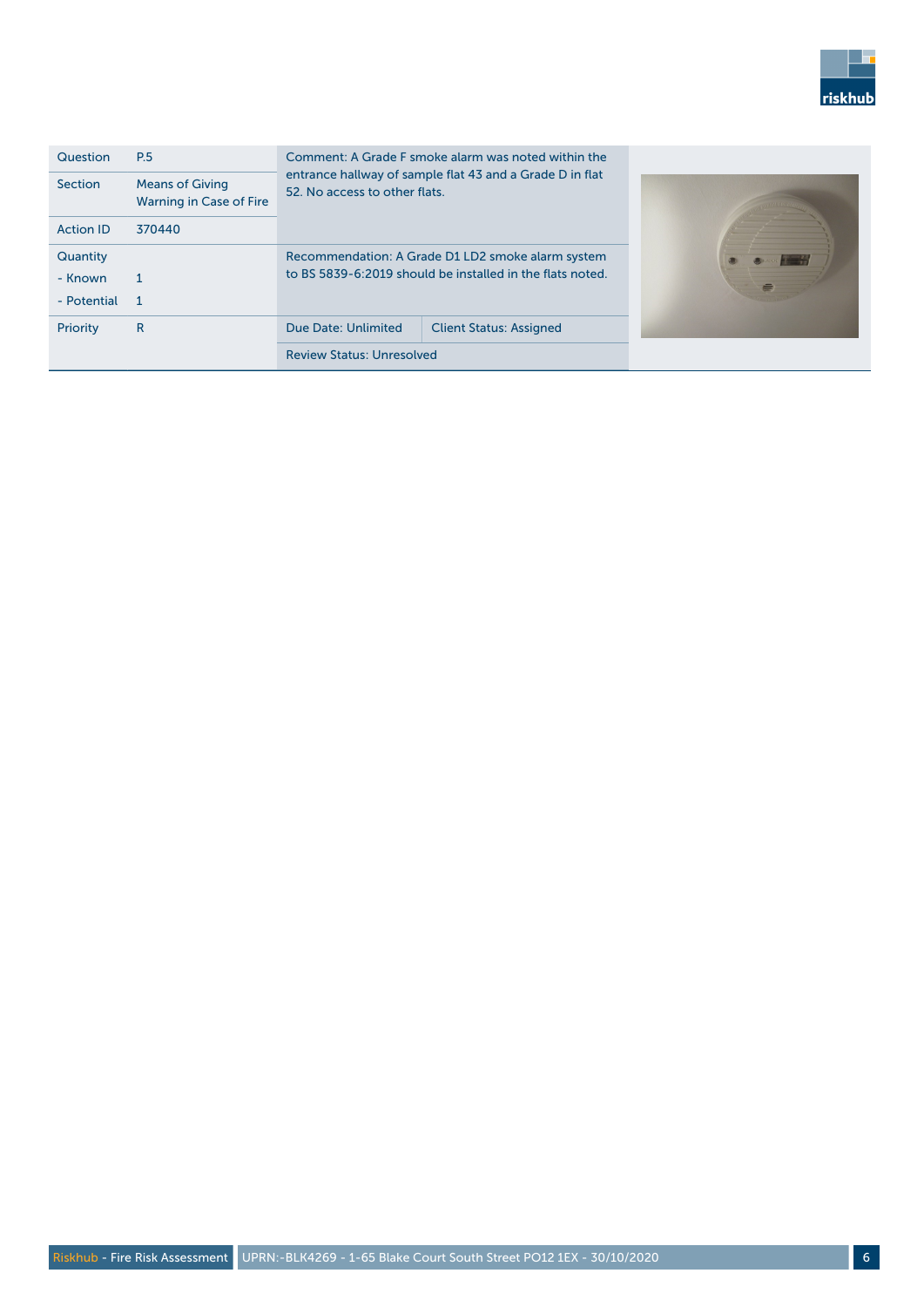| | | |
|---|---|---|
| Question | P.5 | Comment: A Grade F smoke alarm was noted within the entrance hallway of sample flat 43 and a Grade D in flat 52. No access to other flats. |
| Section | Means of Giving Warning in Case of Fire | |
| Action ID | 370440 | |
| Quantity | | Recommendation: A Grade D1 LD2 smoke alarm system to BS 5839-6:2019 should be installed in the flats noted. |
| - Known | 1 | |
| - Potential | 1 | |
| Priority | R | Due Date: Unlimited — Client Status: Assigned |
| | | Review Status: Unresolved |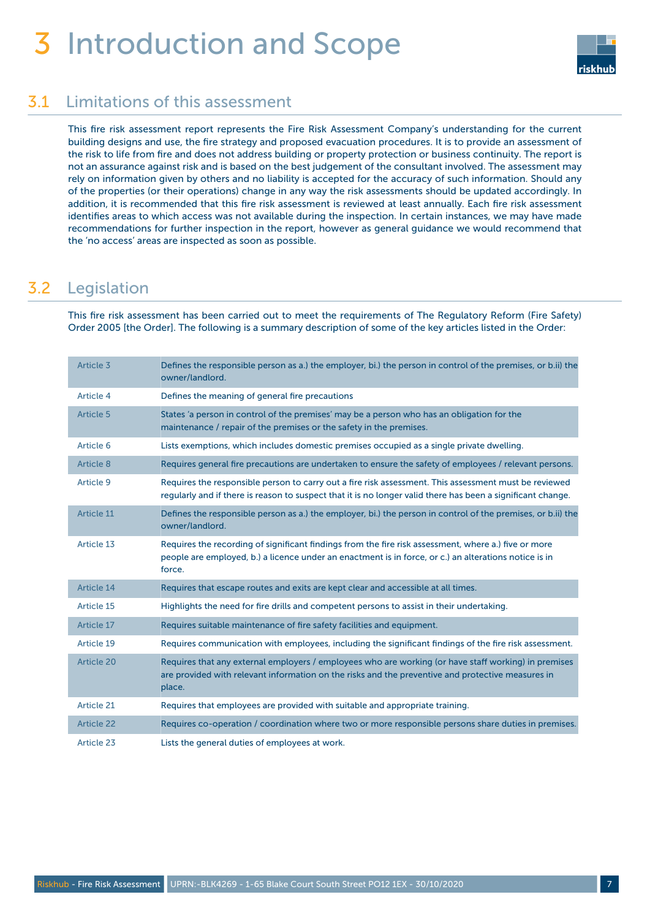# 3 Introduction and Scope

## 3.1 Limitations of this assessment

This fire risk assessment report represents the Fire Risk Assessment Company's understanding for the current building designs and use, the fire strategy and proposed evacuation procedures. It is to provide an assessment of the risk to life from fire and does not address building or property protection or business continuity. The report is not an assurance against risk and is based on the best judgement of the consultant involved. The assessment may rely on information given by others and no liability is accepted for the accuracy of such information. Should any of the properties (or their operations) change in any way the risk assessments should be updated accordingly. In addition, it is recommended that this fire risk assessment is reviewed at least annually. Each fire risk assessment identifies areas to which access was not available during the inspection. In certain instances, we may have made recommendations for further inspection in the report, however as general guidance we would recommend that the 'no access' areas are inspected as soon as possible.

## 3.2 Legislation

This fire risk assessment has been carried out to meet the requirements of The Regulatory Reform (Fire Safety) Order 2005 [the Order]. The following is a summary description of some of the key articles listed in the Order:

| | |
|---|---|
| Article 3 | Defines the responsible person as a.) the employer, bi.) the person in control of the premises, or b.ii) the owner/landlord. |
| Article 4 | Defines the meaning of general fire precautions |
| Article 5 | States 'a person in control of the premises' may be a person who has an obligation for the maintenance / repair of the premises or the safety in the premises. |
| Article 6 | Lists exemptions, which includes domestic premises occupied as a single private dwelling. |
| Article 8 | Requires general fire precautions are undertaken to ensure the safety of employees / relevant persons. |
| Article 9 | Requires the responsible person to carry out a fire risk assessment. This assessment must be reviewed regularly and if there is reason to suspect that it is no longer valid there has been a significant change. |
| Article 11 | Defines the responsible person as a.) the employer, bi.) the person in control of the premises, or b.ii) the owner/landlord. |
| Article 13 | Requires the recording of significant findings from the fire risk assessment, where a.) five or more people are employed, b.) a licence under an enactment is in force, or c.) an alterations notice is in force. |
| Article 14 | Requires that escape routes and exits are kept clear and accessible at all times. |
| Article 15 | Highlights the need for fire drills and competent persons to assist in their undertaking. |
| Article 17 | Requires suitable maintenance of fire safety facilities and equipment. |
| Article 19 | Requires communication with employees, including the significant findings of the fire risk assessment. |
| Article 20 | Requires that any external employers / employees who are working (or have staff working) in premises are provided with relevant information on the risks and the preventive and protective measures in place. |
| Article 21 | Requires that employees are provided with suitable and appropriate training. |
| Article 22 | Requires co-operation / coordination where two or more responsible persons share duties in premises. |
| Article 23 | Lists the general duties of employees at work. |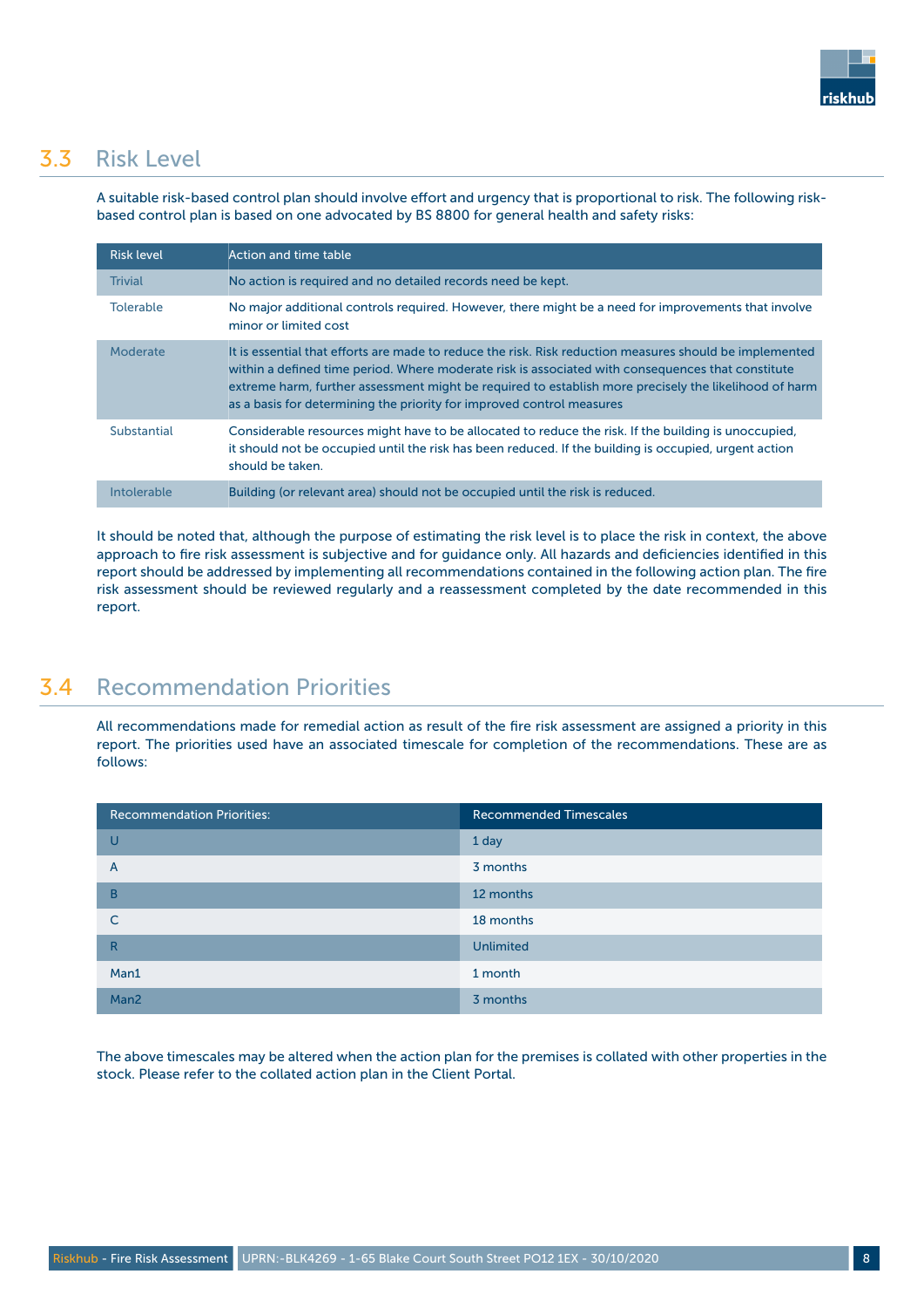## 3.3 Risk Level

A suitable risk-based control plan should involve effort and urgency that is proportional to risk. The following risk-based control plan is based on one advocated by BS 8800 for general health and safety risks:

| Risk level | Action and time table |
|---|---|
| Trivial | No action is required and no detailed records need be kept. |
| Tolerable | No major additional controls required. However, there might be a need for improvements that involve minor or limited cost |
| Moderate | It is essential that efforts are made to reduce the risk. Risk reduction measures should be implemented within a defined time period. Where moderate risk is associated with consequences that constitute extreme harm, further assessment might be required to establish more precisely the likelihood of harm as a basis for determining the priority for improved control measures |
| Substantial | Considerable resources might have to be allocated to reduce the risk. If the building is unoccupied, it should not be occupied until the risk has been reduced. If the building is occupied, urgent action should be taken. |
| Intolerable | Building (or relevant area) should not be occupied until the risk is reduced. |

It should be noted that, although the purpose of estimating the risk level is to place the risk in context, the above approach to fire risk assessment is subjective and for guidance only. All hazards and deficiencies identified in this report should be addressed by implementing all recommendations contained in the following action plan. The fire risk assessment should be reviewed regularly and a reassessment completed by the date recommended in this report.

## 3.4 Recommendation Priorities

All recommendations made for remedial action as result of the fire risk assessment are assigned a priority in this report. The priorities used have an associated timescale for completion of the recommendations. These are as follows:

| Recommendation Priorities: | Recommended Timescales |
|---|---|
| U | 1 day |
| A | 3 months |
| B | 12 months |
| C | 18 months |
| R | Unlimited |
| Man1 | 1 month |
| Man2 | 3 months |

The above timescales may be altered when the action plan for the premises is collated with other properties in the stock. Please refer to the collated action plan in the Client Portal.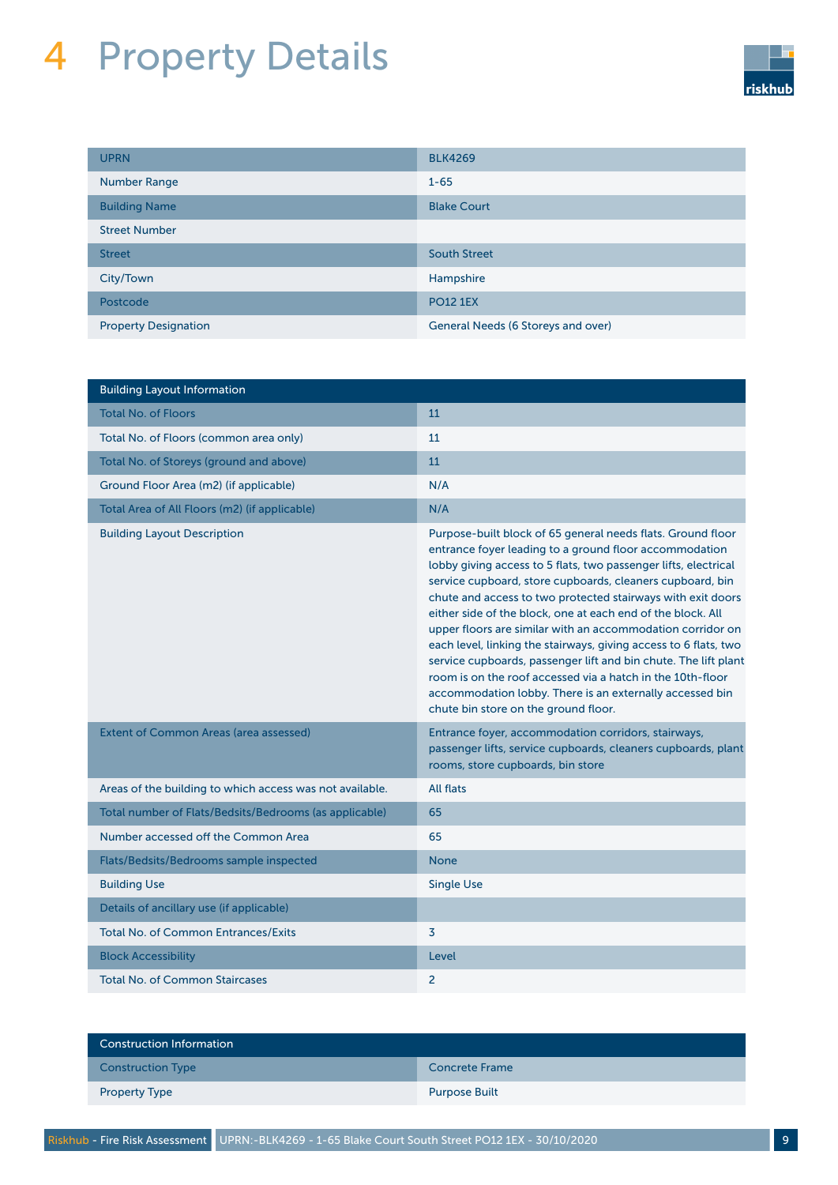# 4 Property Details

| UPRN | BLK4269 |
|---|---|
| Number Range | 1-65 |
| Building Name | Blake Court |
| Street Number | |
| Street | South Street |
| City/Town | Hampshire |
| Postcode | PO12 1EX |
| Property Designation | General Needs (6 Storeys and over) |

| Building Layout Information | |
|---|---|
| Total No. of Floors | 11 |
| Total No. of Floors (common area only) | 11 |
| Total No. of Storeys (ground and above) | 11 |
| Ground Floor Area (m2) (if applicable) | N/A |
| Total Area of All Floors (m2) (if applicable) | N/A |
| Building Layout Description | Purpose-built block of 65 general needs flats. Ground floor entrance foyer leading to a ground floor accommodation lobby giving access to 5 flats, two passenger lifts, electrical service cupboard, store cupboards, cleaners cupboard, bin chute and access to two protected stairways with exit doors either side of the block, one at each end of the block. All upper floors are similar with an accommodation corridor on each level, linking the stairways, giving access to 6 flats, two service cupboards, passenger lift and bin chute. The lift plant room is on the roof accessed via a hatch in the 10th-floor accommodation lobby. There is an externally accessed bin chute bin store on the ground floor. |
| Extent of Common Areas (area assessed) | Entrance foyer, accommodation corridors, stairways, passenger lifts, service cupboards, cleaners cupboards, plant rooms, store cupboards, bin store |
| Areas of the building to which access was not available. | All flats |
| Total number of Flats/Bedsits/Bedrooms (as applicable) | 65 |
| Number accessed off the Common Area | 65 |
| Flats/Bedsits/Bedrooms sample inspected | None |
| Building Use | Single Use |
| Details of ancillary use (if applicable) | |
| Total No. of Common Entrances/Exits | 3 |
| Block Accessibility | Level |
| Total No. of Common Staircases | 2 |

| Construction Information | |
|---|---|
| Construction Type | Concrete Frame |
| Property Type | Purpose Built |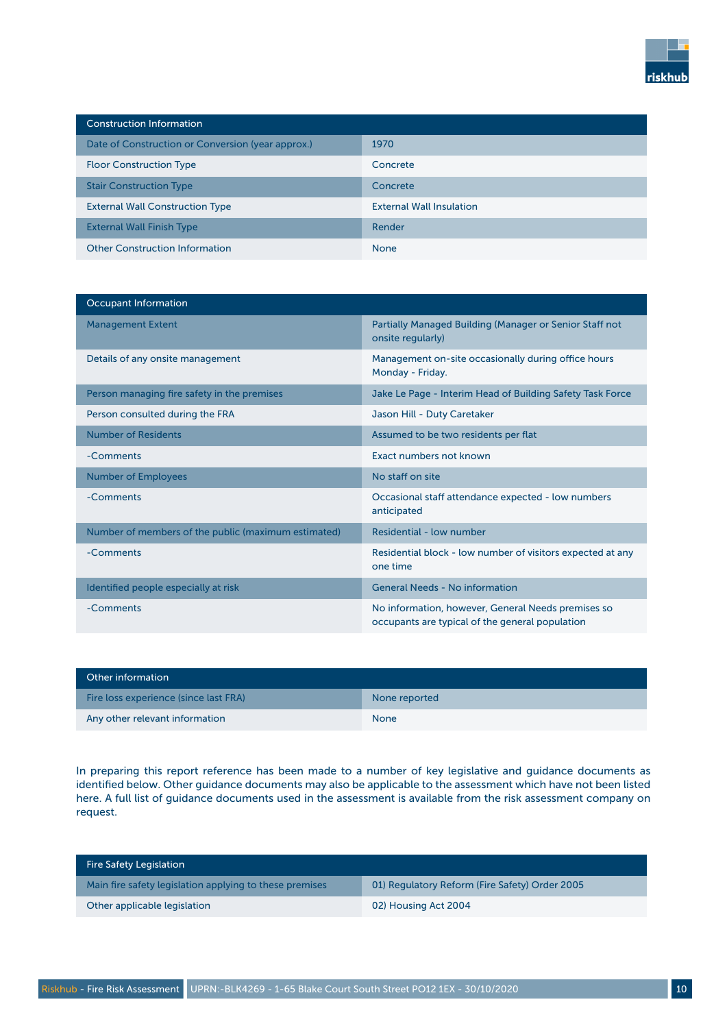| Construction Information | |
|---|---|
| Date of Construction or Conversion (year approx.) | 1970 |
| Floor Construction Type | Concrete |
| Stair Construction Type | Concrete |
| External Wall Construction Type | External Wall Insulation |
| External Wall Finish Type | Render |
| Other Construction Information | None |

| Occupant Information | |
|---|---|
| Management Extent | Partially Managed Building (Manager or Senior Staff not onsite regularly) |
| Details of any onsite management | Management on-site occasionally during office hours Monday - Friday. |
| Person managing fire safety in the premises | Jake Le Page - Interim Head of Building Safety Task Force |
| Person consulted during the FRA | Jason Hill - Duty Caretaker |
| Number of Residents | Assumed to be two residents per flat |
| -Comments | Exact numbers not known |
| Number of Employees | No staff on site |
| -Comments | Occasional staff attendance expected - low numbers anticipated |
| Number of members of the public (maximum estimated) | Residential - low number |
| -Comments | Residential block - low number of visitors expected at any one time |
| Identified people especially at risk | General Needs - No information |
| -Comments | No information, however, General Needs premises so occupants are typical of the general population |

| Other information | |
|---|---|
| Fire loss experience (since last FRA) | None reported |
| Any other relevant information | None |

In preparing this report reference has been made to a number of key legislative and guidance documents as identified below. Other guidance documents may also be applicable to the assessment which have not been listed here. A full list of guidance documents used in the assessment is available from the risk assessment company on request.

| Fire Safety Legislation | |
|---|---|
| Main fire safety legislation applying to these premises | 01) Regulatory Reform (Fire Safety) Order 2005 |
| Other applicable legislation | 02) Housing Act 2004 |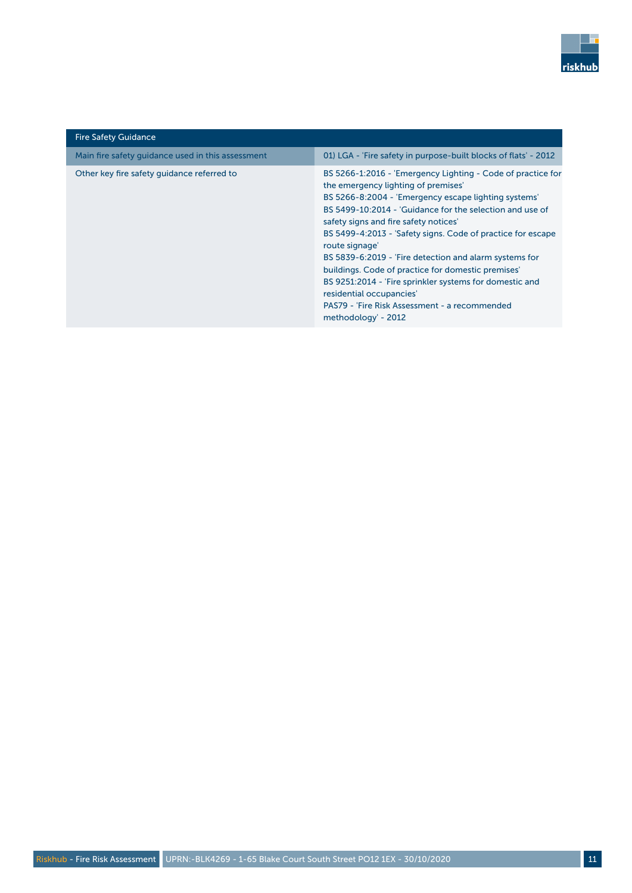| Fire Safety Guidance | |
|---|---|
| Main fire safety guidance used in this assessment | 01) LGA - 'Fire safety in purpose-built blocks of flats' - 2012 |
| Other key fire safety guidance referred to | BS 5266-1:2016 - 'Emergency Lighting - Code of practice for the emergency lighting of premises'<br>BS 5266-8:2004 - 'Emergency escape lighting systems'<br>BS 5499-10:2014 - 'Guidance for the selection and use of safety signs and fire safety notices'<br>BS 5499-4:2013 - 'Safety signs. Code of practice for escape route signage'<br>BS 5839-6:2019 - 'Fire detection and alarm systems for buildings. Code of practice for domestic premises'<br>BS 9251:2014 - 'Fire sprinkler systems for domestic and residential occupancies'<br>PAS79 - 'Fire Risk Assessment - a recommended methodology' - 2012 |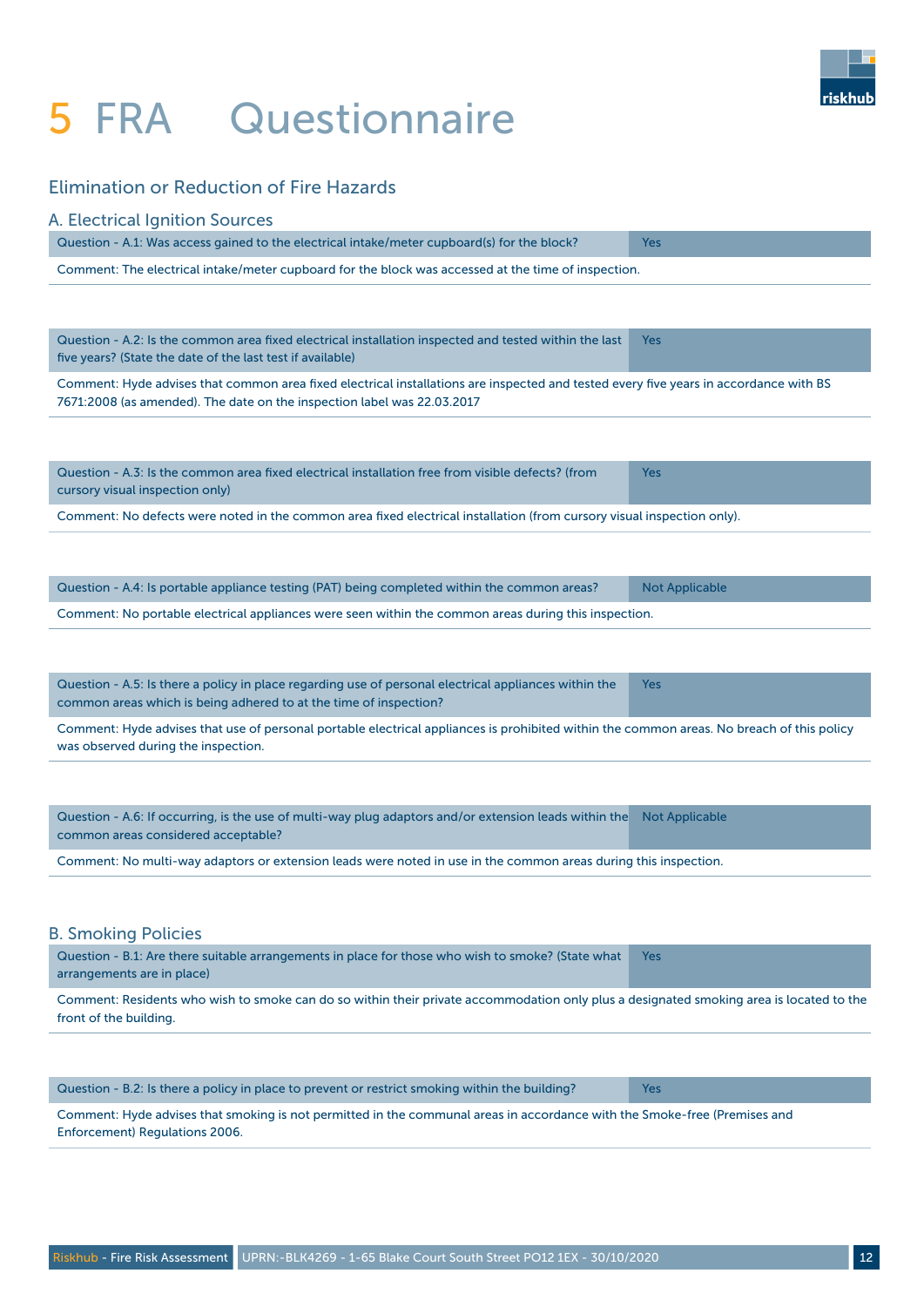# 5 FRA Questionnaire

## Elimination or Reduction of Fire Hazards

### A. Electrical Ignition Sources

| Question - A.1: Was access gained to the electrical intake/meter cupboard(s) for the block? | Yes |
|---|---|

Comment: The electrical intake/meter cupboard for the block was accessed at the time of inspection.

| Question - A.2: Is the common area fixed electrical installation inspected and tested within the last five years? (State the date of the last test if available) | Yes |
|---|---|

Comment: Hyde advises that common area fixed electrical installations are inspected and tested every five years in accordance with BS 7671:2008 (as amended). The date on the inspection label was 22.03.2017

| Question - A.3: Is the common area fixed electrical installation free from visible defects? (from cursory visual inspection only) | Yes |
|---|---|

Comment: No defects were noted in the common area fixed electrical installation (from cursory visual inspection only).

| Question - A.4: Is portable appliance testing (PAT) being completed within the common areas? | Not Applicable |
|---|---|

Comment: No portable electrical appliances were seen within the common areas during this inspection.

| Question - A.5: Is there a policy in place regarding use of personal electrical appliances within the common areas which is being adhered to at the time of inspection? | Yes |
|---|---|

Comment: Hyde advises that use of personal portable electrical appliances is prohibited within the common areas. No breach of this policy was observed during the inspection.

| Question - A.6: If occurring, is the use of multi-way plug adaptors and/or extension leads within the common areas considered acceptable? | Not Applicable |
|---|---|

Comment: No multi-way adaptors or extension leads were noted in use in the common areas during this inspection.

### B. Smoking Policies

| Question - B.1: Are there suitable arrangements in place for those who wish to smoke? (State what arrangements are in place) | Yes |
|---|---|

Comment: Residents who wish to smoke can do so within their private accommodation only plus a designated smoking area is located to the front of the building.

| Question - B.2: Is there a policy in place to prevent or restrict smoking within the building? | Yes |
|---|---|

Comment: Hyde advises that smoking is not permitted in the communal areas in accordance with the Smoke-free (Premises and Enforcement) Regulations 2006.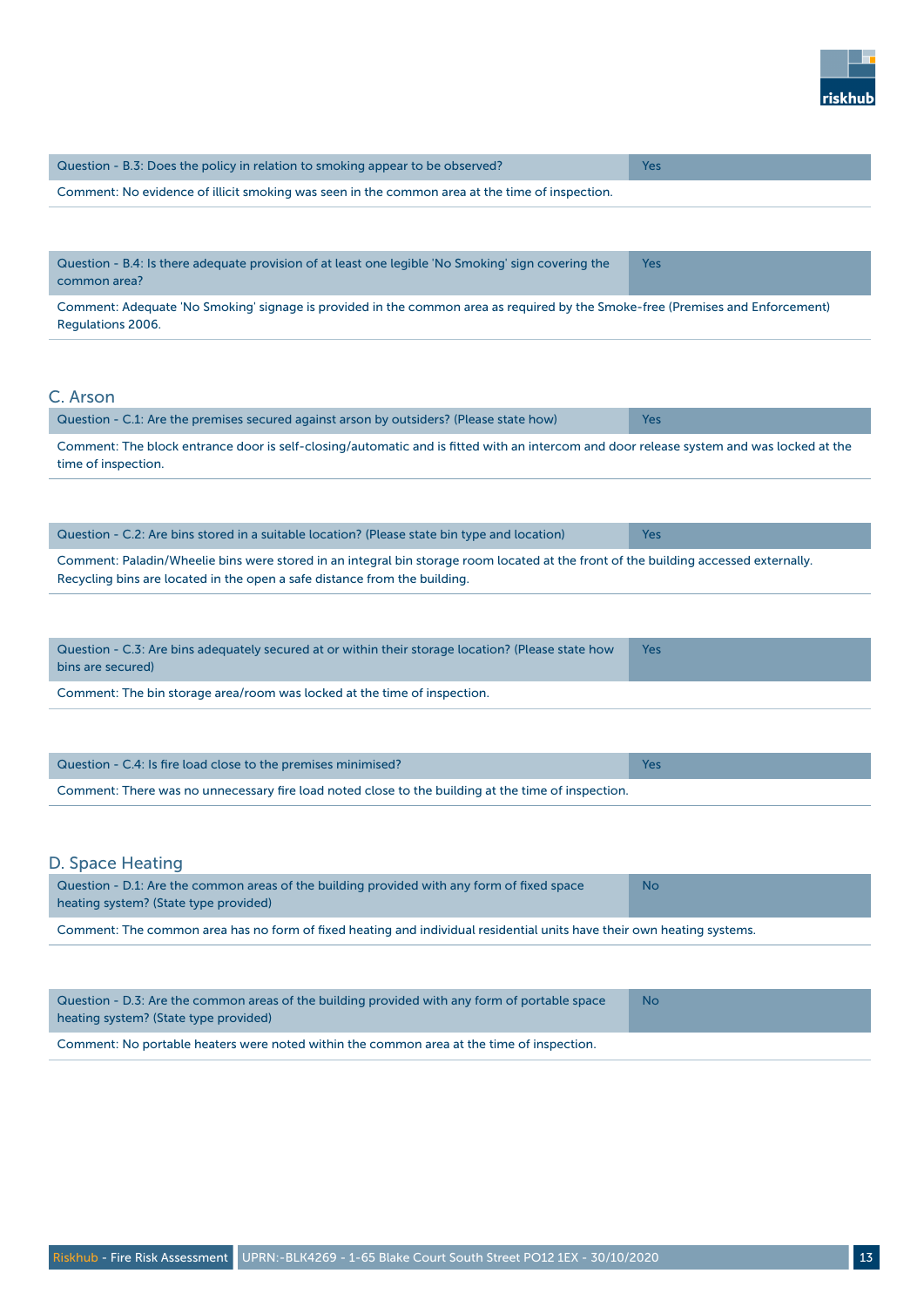| Question - B.3: Does the policy in relation to smoking appear to be observed? | Yes |
|---|---|

Comment: No evidence of illicit smoking was seen in the common area at the time of inspection.

| Question - B.4: Is there adequate provision of at least one legible 'No Smoking' sign covering the common area? | Yes |
|---|---|

Comment: Adequate 'No Smoking' signage is provided in the common area as required by the Smoke-free (Premises and Enforcement) Regulations 2006.

## C. Arson

| Question - C.1: Are the premises secured against arson by outsiders? (Please state how) | Yes |
|---|---|

Comment: The block entrance door is self-closing/automatic and is fitted with an intercom and door release system and was locked at the time of inspection.

| Question - C.2: Are bins stored in a suitable location? (Please state bin type and location) | Yes |
|---|---|

Comment: Paladin/Wheelie bins were stored in an integral bin storage room located at the front of the building accessed externally. Recycling bins are located in the open a safe distance from the building.

| Question - C.3: Are bins adequately secured at or within their storage location? (Please state how bins are secured) | Yes |
|---|---|

Comment: The bin storage area/room was locked at the time of inspection.

| Question - C.4: Is fire load close to the premises minimised? | Yes |
|---|---|

Comment: There was no unnecessary fire load noted close to the building at the time of inspection.

## D. Space Heating

| Question - D.1: Are the common areas of the building provided with any form of fixed space heating system? (State type provided) | No |
|---|---|

Comment: The common area has no form of fixed heating and individual residential units have their own heating systems.

| Question - D.3: Are the common areas of the building provided with any form of portable space heating system? (State type provided) | No |
|---|---|

Comment: No portable heaters were noted within the common area at the time of inspection.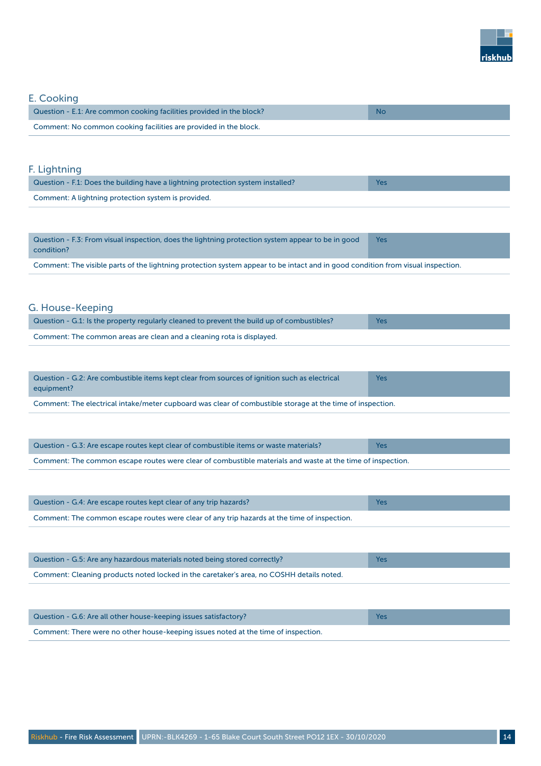## E. Cooking

| Question - E.1: Are common cooking facilities provided in the block? | No |
|---|---|
| Comment: No common cooking facilities are provided in the block. | |

## F. Lightning

| Question - F.1: Does the building have a lightning protection system installed? | Yes |
|---|---|
| Comment: A lightning protection system is provided. | |

| Question - F.3: From visual inspection, does the lightning protection system appear to be in good condition? | Yes |
|---|---|
| Comment: The visible parts of the lightning protection system appear to be intact and in good condition from visual inspection. | |

## G. House-Keeping

| Question - G.1: Is the property regularly cleaned to prevent the build up of combustibles? | Yes |
|---|---|
| Comment: The common areas are clean and a cleaning rota is displayed. | |

| Question - G.2: Are combustible items kept clear from sources of ignition such as electrical equipment? | Yes |
|---|---|
| Comment: The electrical intake/meter cupboard was clear of combustible storage at the time of inspection. | |

| Question - G.3: Are escape routes kept clear of combustible items or waste materials? | Yes |
|---|---|
| Comment: The common escape routes were clear of combustible materials and waste at the time of inspection. | |

| Question - G.4: Are escape routes kept clear of any trip hazards? | Yes |
|---|---|
| Comment: The common escape routes were clear of any trip hazards at the time of inspection. | |

| Question - G.5: Are any hazardous materials noted being stored correctly? | Yes |
|---|---|
| Comment: Cleaning products noted locked in the caretaker's area, no COSHH details noted. | |

| Question - G.6: Are all other house-keeping issues satisfactory? | Yes |
|---|---|
| Comment: There were no other house-keeping issues noted at the time of inspection. | |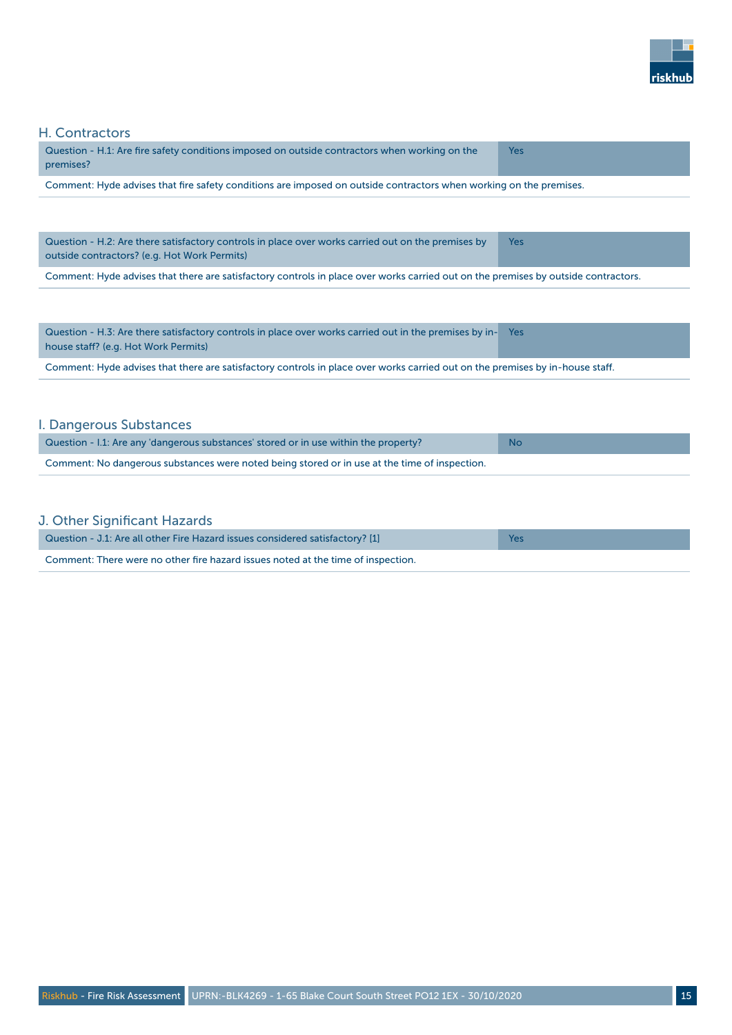## H. Contractors

| Question - H.1: Are fire safety conditions imposed on outside contractors when working on the premises? | Yes |
|---|---|

Comment: Hyde advises that fire safety conditions are imposed on outside contractors when working on the premises.

| Question - H.2: Are there satisfactory controls in place over works carried out on the premises by outside contractors? (e.g. Hot Work Permits) | Yes |
|---|---|

Comment: Hyde advises that there are satisfactory controls in place over works carried out on the premises by outside contractors.

| Question - H.3: Are there satisfactory controls in place over works carried out in the premises by in-house staff? (e.g. Hot Work Permits) | Yes |
|---|---|

Comment: Hyde advises that there are satisfactory controls in place over works carried out on the premises by in-house staff.

## I. Dangerous Substances

| Question - I.1: Are any 'dangerous substances' stored or in use within the property? | No |
|---|---|

Comment: No dangerous substances were noted being stored or in use at the time of inspection.

## J. Other Significant Hazards

| Question - J.1: Are all other Fire Hazard issues considered satisfactory? [1] | Yes |
|---|---|

Comment: There were no other fire hazard issues noted at the time of inspection.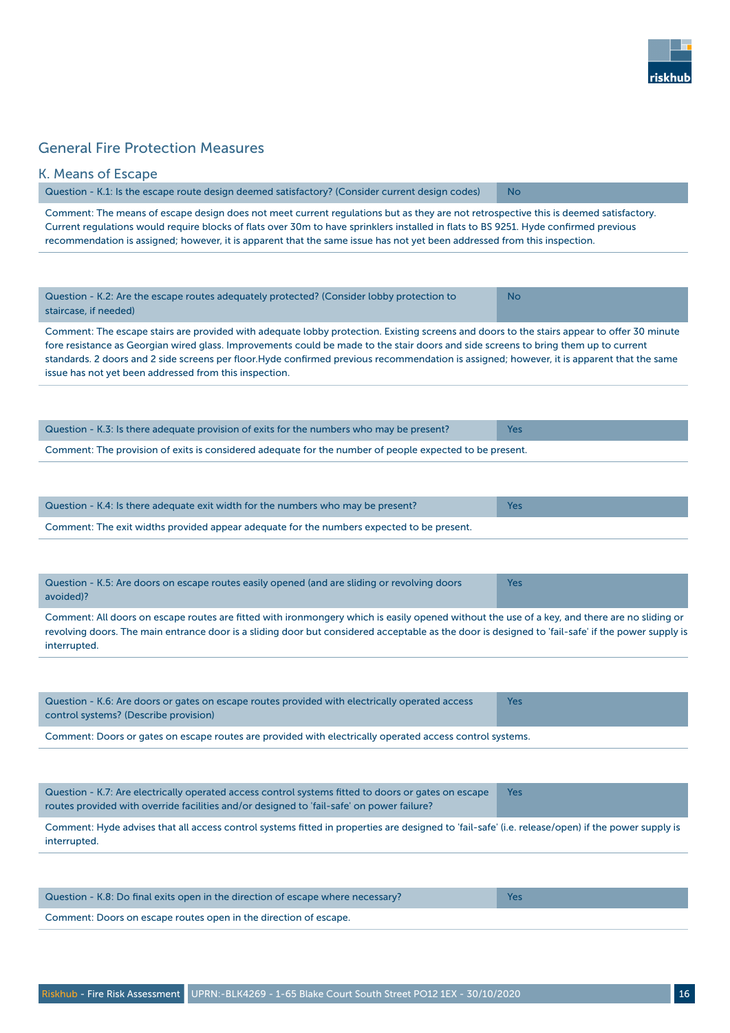## General Fire Protection Measures

### K. Means of Escape

| Question - K.1: Is the escape route design deemed satisfactory? (Consider current design codes) | No |
|---|---|

Comment: The means of escape design does not meet current regulations but as they are not retrospective this is deemed satisfactory. Current regulations would require blocks of flats over 30m to have sprinklers installed in flats to BS 9251. Hyde confirmed previous recommendation is assigned; however, it is apparent that the same issue has not yet been addressed from this inspection.

| Question - K.2: Are the escape routes adequately protected? (Consider lobby protection to staircase, if needed) | No |
|---|---|

Comment: The escape stairs are provided with adequate lobby protection. Existing screens and doors to the stairs appear to offer 30 minute fore resistance as Georgian wired glass. Improvements could be made to the stair doors and side screens to bring them up to current standards. 2 doors and 2 side screens per floor.Hyde confirmed previous recommendation is assigned; however, it is apparent that the same issue has not yet been addressed from this inspection.

| Question - K.3: Is there adequate provision of exits for the numbers who may be present? | Yes |
|---|---|

Comment: The provision of exits is considered adequate for the number of people expected to be present.

| Question - K.4: Is there adequate exit width for the numbers who may be present? | Yes |
|---|---|

Comment: The exit widths provided appear adequate for the numbers expected to be present.

| Question - K.5: Are doors on escape routes easily opened (and are sliding or revolving doors avoided)? | Yes |
|---|---|

Comment: All doors on escape routes are fitted with ironmongery which is easily opened without the use of a key, and there are no sliding or revolving doors. The main entrance door is a sliding door but considered acceptable as the door is designed to 'fail-safe' if the power supply is interrupted.

| Question - K.6: Are doors or gates on escape routes provided with electrically operated access control systems? (Describe provision) | Yes |
|---|---|

Comment: Doors or gates on escape routes are provided with electrically operated access control systems.

| Question - K.7: Are electrically operated access control systems fitted to doors or gates on escape routes provided with override facilities and/or designed to 'fail-safe' on power failure? | Yes |
|---|---|

Comment: Hyde advises that all access control systems fitted in properties are designed to 'fail-safe' (i.e. release/open) if the power supply is interrupted.

| Question - K.8: Do final exits open in the direction of escape where necessary? | Yes |
|---|---|

Comment: Doors on escape routes open in the direction of escape.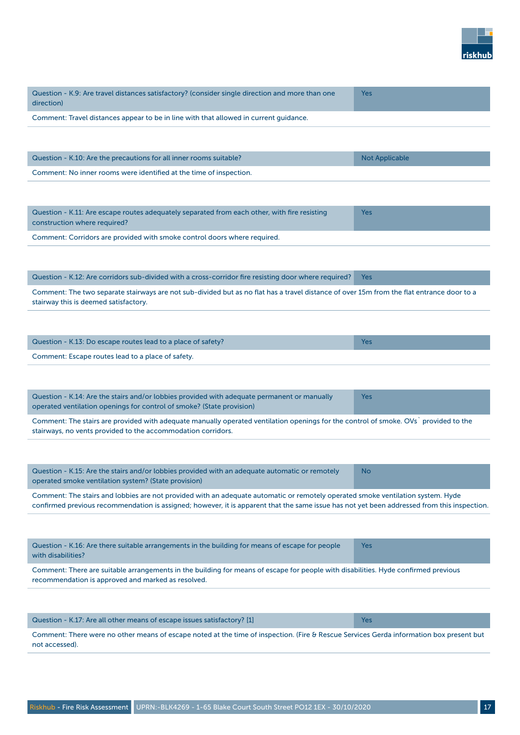| Question - K.9: Are travel distances satisfactory? (consider single direction and more than one direction) | Yes |
|---|---|

Comment: Travel distances appear to be in line with that allowed in current guidance.

| Question - K.10: Are the precautions for all inner rooms suitable? | Not Applicable |
|---|---|

Comment: No inner rooms were identified at the time of inspection.

| Question - K.11: Are escape routes adequately separated from each other, with fire resisting construction where required? | Yes |
|---|---|

Comment: Corridors are provided with smoke control doors where required.

| Question - K.12: Are corridors sub-divided with a cross-corridor fire resisting door where required? | Yes |
|---|---|

Comment: The two separate stairways are not sub-divided but as no flat has a travel distance of over 15m from the flat entrance door to a stairway this is deemed satisfactory.

| Question - K.13: Do escape routes lead to a place of safety? | Yes |
|---|---|

Comment: Escape routes lead to a place of safety.

| Question - K.14: Are the stairs and/or lobbies provided with adequate permanent or manually operated ventilation openings for control of smoke? (State provision) | Yes |
|---|---|

Comment: The stairs are provided with adequate manually operated ventilation openings for the control of smoke. OVs` provided to the stairways, no vents provided to the accommodation corridors.

| Question - K.15: Are the stairs and/or lobbies provided with an adequate automatic or remotely operated smoke ventilation system? (State provision) | No |
|---|---|

Comment: The stairs and lobbies are not provided with an adequate automatic or remotely operated smoke ventilation system. Hyde confirmed previous recommendation is assigned; however, it is apparent that the same issue has not yet been addressed from this inspection.

| Question - K.16: Are there suitable arrangements in the building for means of escape for people with disabilities? | Yes |
|---|---|

Comment: There are suitable arrangements in the building for means of escape for people with disabilities. Hyde confirmed previous recommendation is approved and marked as resolved.

| Question - K.17: Are all other means of escape issues satisfactory? [1] | Yes |
|---|---|

Comment: There were no other means of escape noted at the time of inspection. (Fire & Rescue Services Gerda information box present but not accessed).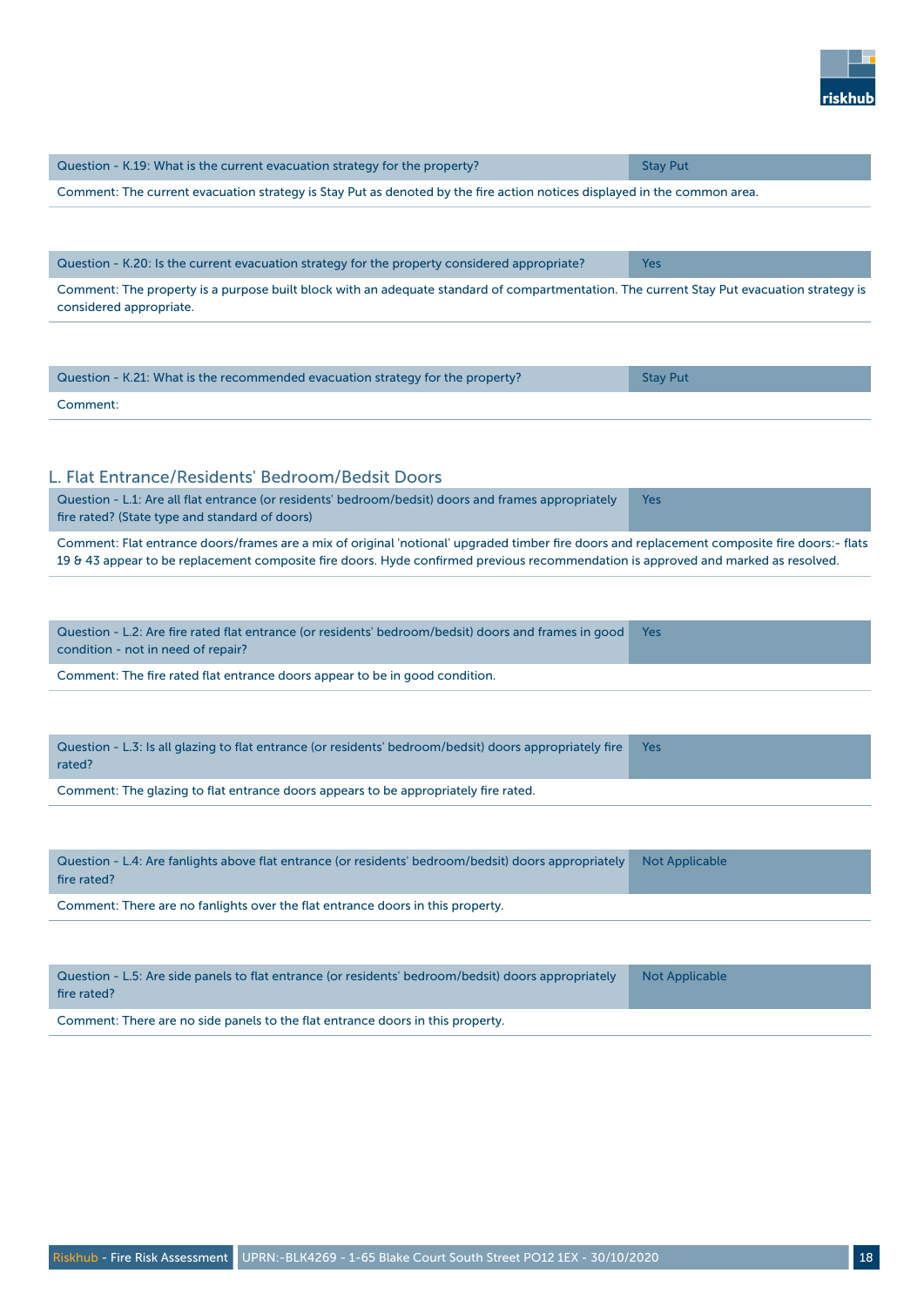| Question - K.19: What is the current evacuation strategy for the property? | Stay Put |
|---|---|

Comment: The current evacuation strategy is Stay Put as denoted by the fire action notices displayed in the common area.

| Question - K.20: Is the current evacuation strategy for the property considered appropriate? | Yes |
|---|---|

Comment: The property is a purpose built block with an adequate standard of compartmentation. The current Stay Put evacuation strategy is considered appropriate.

| Question - K.21: What is the recommended evacuation strategy for the property? | Stay Put |
|---|---|

Comment:

## L. Flat Entrance/Residents' Bedroom/Bedsit Doors

| Question - L.1: Are all flat entrance (or residents' bedroom/bedsit) doors and frames appropriately fire rated? (State type and standard of doors) | Yes |
|---|---|

Comment: Flat entrance doors/frames are a mix of original 'notional' upgraded timber fire doors and replacement composite fire doors:- flats 19 & 43 appear to be replacement composite fire doors. Hyde confirmed previous recommendation is approved and marked as resolved.

| Question - L.2: Are fire rated flat entrance (or residents' bedroom/bedsit) doors and frames in good condition - not in need of repair? | Yes |
|---|---|

Comment: The fire rated flat entrance doors appear to be in good condition.

| Question - L.3: Is all glazing to flat entrance (or residents' bedroom/bedsit) doors appropriately fire rated? | Yes |
|---|---|

Comment: The glazing to flat entrance doors appears to be appropriately fire rated.

| Question - L.4: Are fanlights above flat entrance (or residents' bedroom/bedsit) doors appropriately fire rated? | Not Applicable |
|---|---|

Comment: There are no fanlights over the flat entrance doors in this property.

| Question - L.5: Are side panels to flat entrance (or residents' bedroom/bedsit) doors appropriately fire rated? | Not Applicable |
|---|---|

Comment: There are no side panels to the flat entrance doors in this property.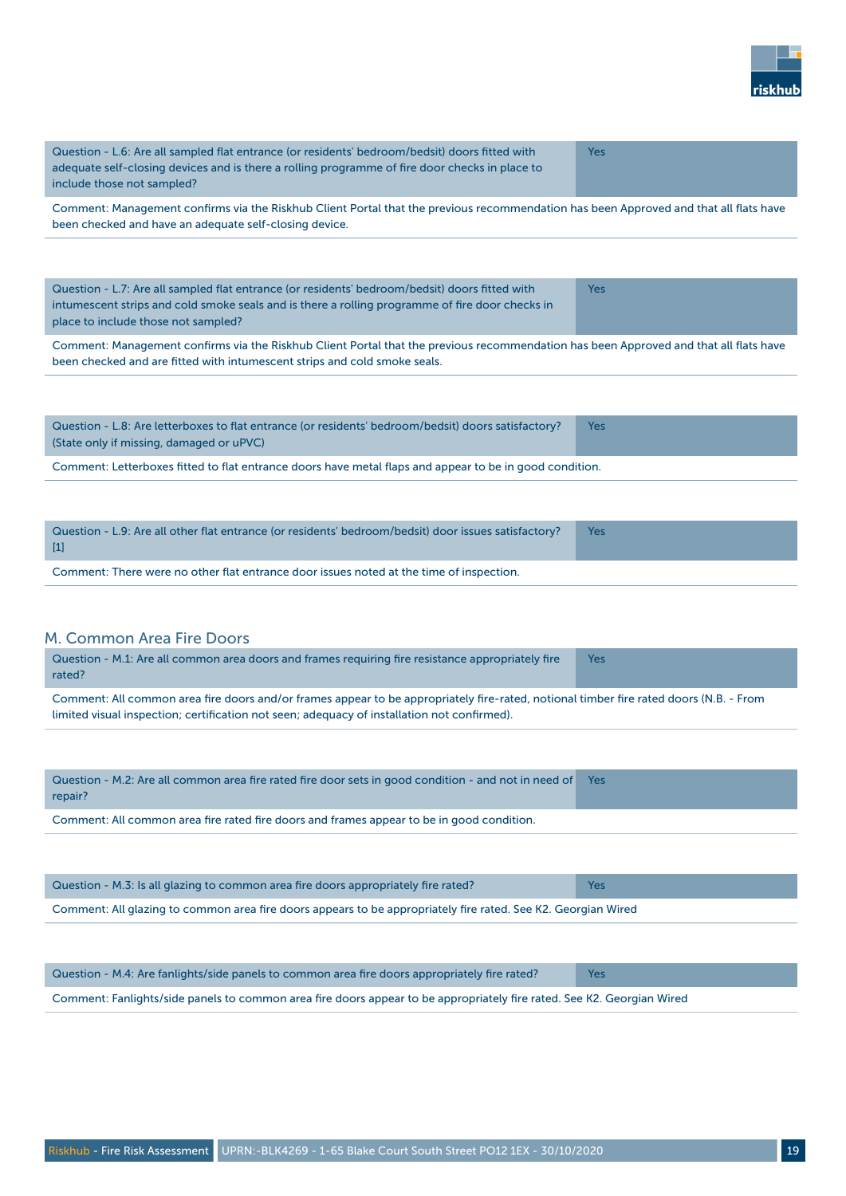| Question - L.6: Are all sampled flat entrance (or residents' bedroom/bedsit) doors fitted with adequate self-closing devices and is there a rolling programme of fire door checks in place to include those not sampled? | Yes |
|---|---|

Comment: Management confirms via the Riskhub Client Portal that the previous recommendation has been Approved and that all flats have been checked and have an adequate self-closing device.

| Question - L.7: Are all sampled flat entrance (or residents' bedroom/bedsit) doors fitted with intumescent strips and cold smoke seals and is there a rolling programme of fire door checks in place to include those not sampled? | Yes |
|---|---|

Comment: Management confirms via the Riskhub Client Portal that the previous recommendation has been Approved and that all flats have been checked and are fitted with intumescent strips and cold smoke seals.

| Question - L.8: Are letterboxes to flat entrance (or residents' bedroom/bedsit) doors satisfactory? (State only if missing, damaged or uPVC) | Yes |
|---|---|

Comment: Letterboxes fitted to flat entrance doors have metal flaps and appear to be in good condition.

| Question - L.9: Are all other flat entrance (or residents' bedroom/bedsit) door issues satisfactory? [1] | Yes |
|---|---|

Comment: There were no other flat entrance door issues noted at the time of inspection.

## M. Common Area Fire Doors

| Question - M.1: Are all common area doors and frames requiring fire resistance appropriately fire rated? | Yes |
|---|---|

Comment: All common area fire doors and/or frames appear to be appropriately fire-rated, notional timber fire rated doors (N.B. - From limited visual inspection; certification not seen; adequacy of installation not confirmed).

| Question - M.2: Are all common area fire rated fire door sets in good condition - and not in need of repair? | Yes |
|---|---|

Comment: All common area fire rated fire doors and frames appear to be in good condition.

| Question - M.3: Is all glazing to common area fire doors appropriately fire rated? | Yes |
|---|---|

Comment: All glazing to common area fire doors appears to be appropriately fire rated. See K2. Georgian Wired

| Question - M.4: Are fanlights/side panels to common area fire doors appropriately fire rated? | Yes |
|---|---|

Comment: Fanlights/side panels to common area fire doors appear to be appropriately fire rated. See K2. Georgian Wired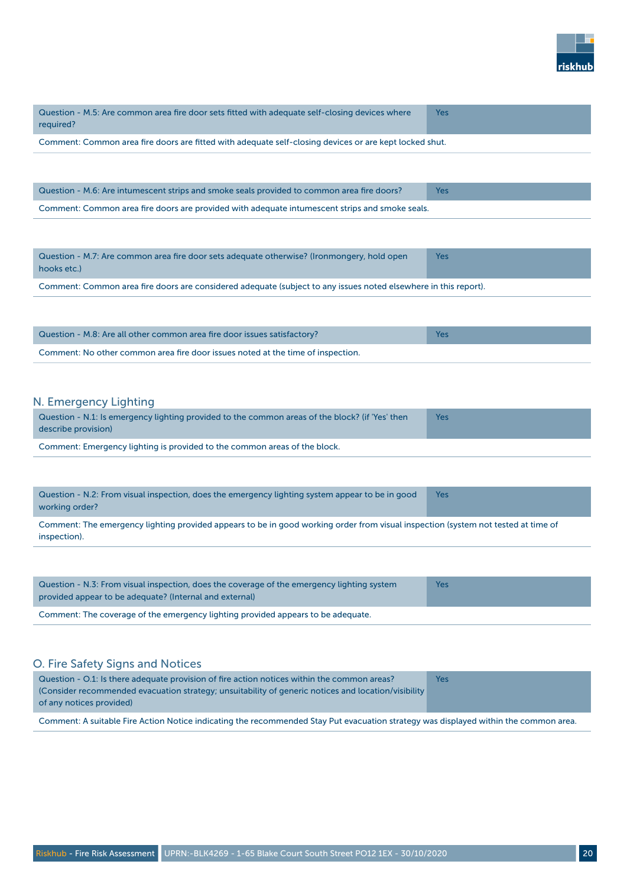| Question - M.5: Are common area fire door sets fitted with adequate self-closing devices where required? | Yes |
|---|---|

Comment: Common area fire doors are fitted with adequate self-closing devices or are kept locked shut.

| Question - M.6: Are intumescent strips and smoke seals provided to common area fire doors? | Yes |
|---|---|

Comment: Common area fire doors are provided with adequate intumescent strips and smoke seals.

| Question - M.7: Are common area fire door sets adequate otherwise? (Ironmongery, hold open hooks etc.) | Yes |
|---|---|

Comment: Common area fire doors are considered adequate (subject to any issues noted elsewhere in this report).

| Question - M.8: Are all other common area fire door issues satisfactory? | Yes |
|---|---|

Comment: No other common area fire door issues noted at the time of inspection.

## N. Emergency Lighting

| Question - N.1: Is emergency lighting provided to the common areas of the block? (if 'Yes' then describe provision) | Yes |
|---|---|

Comment: Emergency lighting is provided to the common areas of the block.

| Question - N.2: From visual inspection, does the emergency lighting system appear to be in good working order? | Yes |
|---|---|

Comment: The emergency lighting provided appears to be in good working order from visual inspection (system not tested at time of inspection).

| Question - N.3: From visual inspection, does the coverage of the emergency lighting system provided appear to be adequate? (Internal and external) | Yes |
|---|---|

Comment: The coverage of the emergency lighting provided appears to be adequate.

## O. Fire Safety Signs and Notices

| Question - O.1: Is there adequate provision of fire action notices within the common areas? (Consider recommended evacuation strategy; unsuitability of generic notices and location/visibility of any notices provided) | Yes |
|---|---|

Comment: A suitable Fire Action Notice indicating the recommended Stay Put evacuation strategy was displayed within the common area.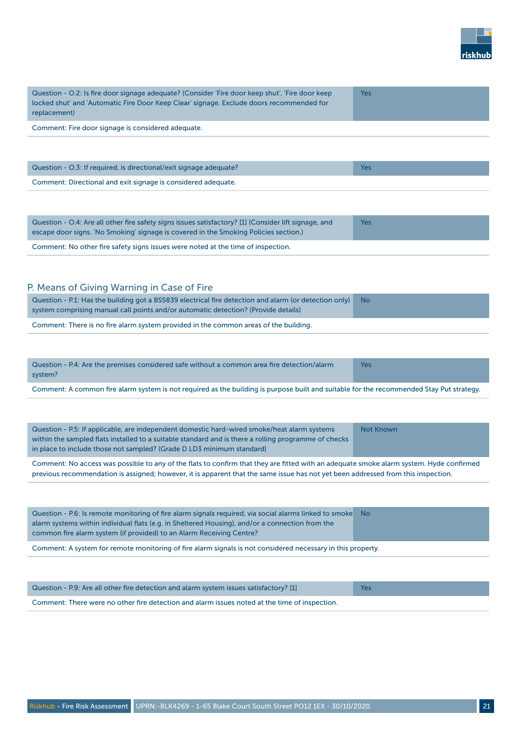| Question - O.2: Is fire door signage adequate? (Consider 'Fire door keep shut', 'Fire door keep locked shut' and 'Automatic Fire Door Keep Clear' signage. Exclude doors recommended for replacement) | Yes |
|---|---|

Comment: Fire door signage is considered adequate.

| Question - O.3: If required, is directional/exit signage adequate? | Yes |
|---|---|

Comment: Directional and exit signage is considered adequate.

| Question - O.4: Are all other fire safety signs issues satisfactory? [1] (Consider lift signage, and escape door signs. 'No Smoking' signage is covered in the Smoking Policies section.) | Yes |
|---|---|

Comment: No other fire safety signs issues were noted at the time of inspection.

## P. Means of Giving Warning in Case of Fire

| Question - P.1: Has the building got a BS5839 electrical fire detection and alarm (or detection only) system comprising manual call points and/or automatic detection? (Provide details) | No |
|---|---|

Comment: There is no fire alarm system provided in the common areas of the building.

| Question - P.4: Are the premises considered safe without a common area fire detection/alarm system? | Yes |
|---|---|

Comment: A common fire alarm system is not required as the building is purpose built and suitable for the recommended Stay Put strategy.

| Question - P.5: If applicable, are independent domestic hard-wired smoke/heat alarm systems within the sampled flats installed to a suitable standard and is there a rolling programme of checks in place to include those not sampled? (Grade D LD3 minimum standard) | Not Known |
|---|---|

Comment: No access was possible to any of the flats to confirm that they are fitted with an adequate smoke alarm system. Hyde confirmed previous recommendation is assigned; however, it is apparent that the same issue has not yet been addressed from this inspection.

| Question - P.6: Is remote monitoring of fire alarm signals required, via social alarms linked to smoke alarm systems within individual flats (e.g. in Sheltered Housing), and/or a connection from the common fire alarm system (if provided) to an Alarm Receiving Centre? | No |
|---|---|

Comment: A system for remote monitoring of fire alarm signals is not considered necessary in this property.

| Question - P.9: Are all other fire detection and alarm system issues satisfactory? [1] | Yes |
|---|---|

Comment: There were no other fire detection and alarm issues noted at the time of inspection.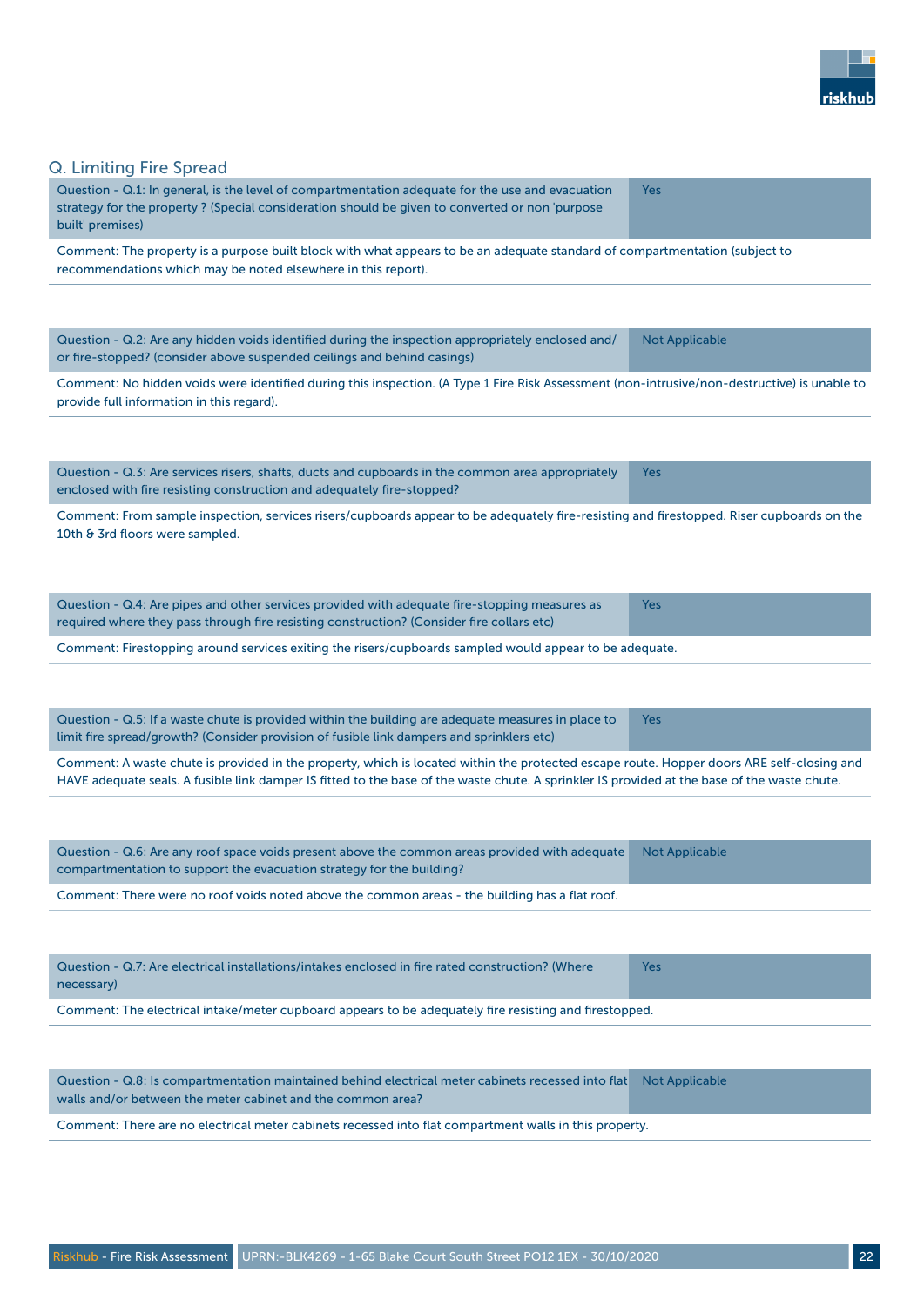## Q. Limiting Fire Spread

| Question | Answer |
|---|---|
| Question - Q.1: In general, is the level of compartmentation adequate for the use and evacuation strategy for the property ? (Special consideration should be given to converted or non 'purpose built' premises) | Yes |

Comment: The property is a purpose built block with what appears to be an adequate standard of compartmentation (subject to recommendations which may be noted elsewhere in this report).

| Question | Answer |
|---|---|
| Question - Q.2: Are any hidden voids identified during the inspection appropriately enclosed and/ or fire-stopped? (consider above suspended ceilings and behind casings) | Not Applicable |

Comment: No hidden voids were identified during this inspection. (A Type 1 Fire Risk Assessment (non-intrusive/non-destructive) is unable to provide full information in this regard).

| Question | Answer |
|---|---|
| Question - Q.3: Are services risers, shafts, ducts and cupboards in the common area appropriately enclosed with fire resisting construction and adequately fire-stopped? | Yes |

Comment: From sample inspection, services risers/cupboards appear to be adequately fire-resisting and firestopped. Riser cupboards on the 10th & 3rd floors were sampled.

| Question | Answer |
|---|---|
| Question - Q.4: Are pipes and other services provided with adequate fire-stopping measures as required where they pass through fire resisting construction? (Consider fire collars etc) | Yes |

Comment: Firestopping around services exiting the risers/cupboards sampled would appear to be adequate.

| Question | Answer |
|---|---|
| Question - Q.5: If a waste chute is provided within the building are adequate measures in place to limit fire spread/growth? (Consider provision of fusible link dampers and sprinklers etc) | Yes |

Comment: A waste chute is provided in the property, which is located within the protected escape route. Hopper doors ARE self-closing and HAVE adequate seals. A fusible link damper IS fitted to the base of the waste chute. A sprinkler IS provided at the base of the waste chute.

| Question | Answer |
|---|---|
| Question - Q.6: Are any roof space voids present above the common areas provided with adequate compartmentation to support the evacuation strategy for the building? | Not Applicable |

Comment: There were no roof voids noted above the common areas - the building has a flat roof.

| Question | Answer |
|---|---|
| Question - Q.7: Are electrical installations/intakes enclosed in fire rated construction? (Where necessary) | Yes |

Comment: The electrical intake/meter cupboard appears to be adequately fire resisting and firestopped.

| Question | Answer |
|---|---|
| Question - Q.8: Is compartmentation maintained behind electrical meter cabinets recessed into flat walls and/or between the meter cabinet and the common area? | Not Applicable |

Comment: There are no electrical meter cabinets recessed into flat compartment walls in this property.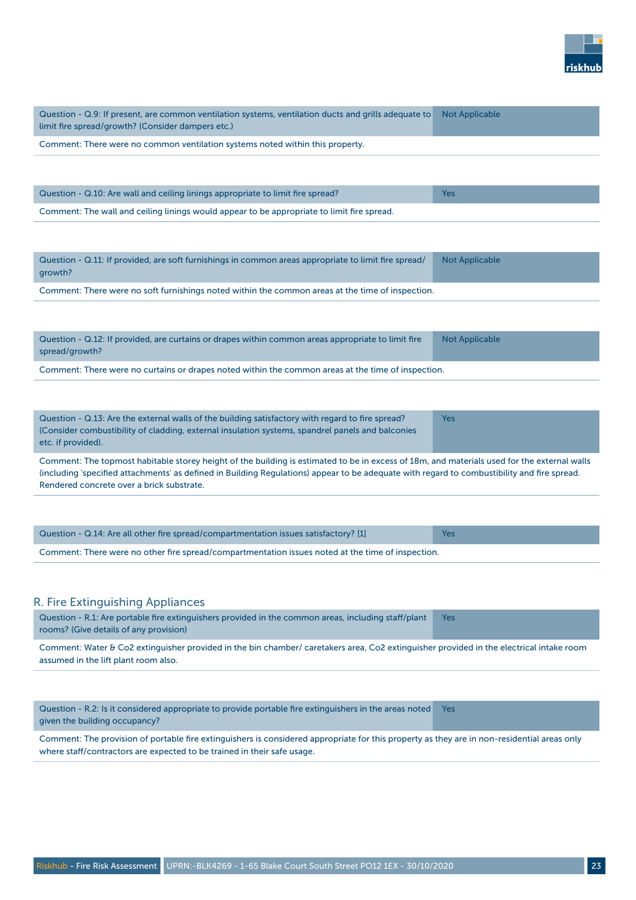| Question - Q.9: If present, are common ventilation systems, ventilation ducts and grills adequate to limit fire spread/growth? (Consider dampers etc.) | Not Applicable |
|---|---|

Comment: There were no common ventilation systems noted within this property.

| Question - Q.10: Are wall and ceiling linings appropriate to limit fire spread? | Yes |
|---|---|

Comment: The wall and ceiling linings would appear to be appropriate to limit fire spread.

| Question - Q.11: If provided, are soft furnishings in common areas appropriate to limit fire spread/ growth? | Not Applicable |
|---|---|

Comment: There were no soft furnishings noted within the common areas at the time of inspection.

| Question - Q.12: If provided, are curtains or drapes within common areas appropriate to limit fire spread/growth? | Not Applicable |
|---|---|

Comment: There were no curtains or drapes noted within the common areas at the time of inspection.

| Question - Q.13: Are the external walls of the building satisfactory with regard to fire spread? (Consider combustibility of cladding, external insulation systems, spandrel panels and balconies etc. if provided). | Yes |
|---|---|

Comment: The topmost habitable storey height of the building is estimated to be in excess of 18m, and materials used for the external walls (including 'specified attachments' as defined in Building Regulations) appear to be adequate with regard to combustibility and fire spread. Rendered concrete over a brick substrate.

| Question - Q.14: Are all other fire spread/compartmentation issues satisfactory? [1] | Yes |
|---|---|

Comment: There were no other fire spread/compartmentation issues noted at the time of inspection.

## R. Fire Extinguishing Appliances

| Question - R.1: Are portable fire extinguishers provided in the common areas, including staff/plant rooms? (Give details of any provision) | Yes |
|---|---|

Comment: Water & Co2 extinguisher provided in the bin chamber/ caretakers area, Co2 extinguisher provided in the electrical intake room assumed in the lift plant room also.

| Question - R.2: Is it considered appropriate to provide portable fire extinguishers in the areas noted given the building occupancy? | Yes |
|---|---|

Comment: The provision of portable fire extinguishers is considered appropriate for this property as they are in non-residential areas only where staff/contractors are expected to be trained in their safe usage.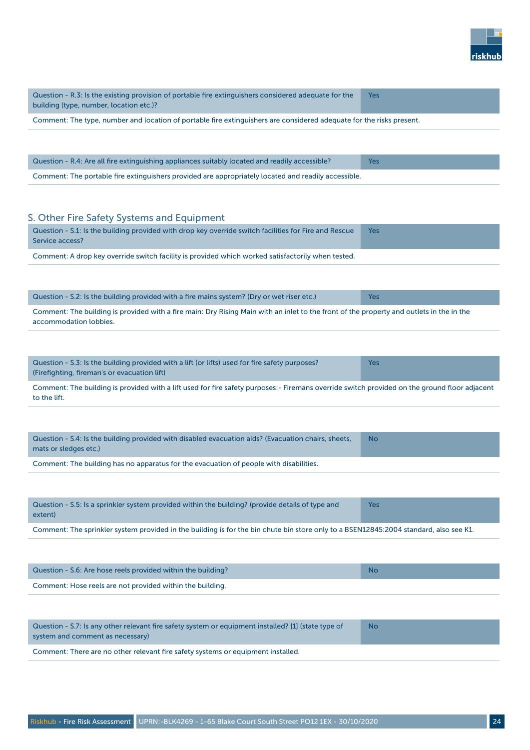| Question - R.3: Is the existing provision of portable fire extinguishers considered adequate for the building (type, number, location etc.)? | Yes |
|---|---|

Comment: The type, number and location of portable fire extinguishers are considered adequate for the risks present.

| Question - R.4: Are all fire extinguishing appliances suitably located and readily accessible? | Yes |
|---|---|

Comment: The portable fire extinguishers provided are appropriately located and readily accessible.

## S. Other Fire Safety Systems and Equipment

| Question - S.1: Is the building provided with drop key override switch facilities for Fire and Rescue Service access? | Yes |
|---|---|

Comment: A drop key override switch facility is provided which worked satisfactorily when tested.

| Question - S.2: Is the building provided with a fire mains system? (Dry or wet riser etc.) | Yes |
|---|---|

Comment: The building is provided with a fire main: Dry Rising Main with an inlet to the front of the property and outlets in the in the accommodation lobbies.

| Question - S.3: Is the building provided with a lift (or lifts) used for fire safety purposes? (Firefighting, fireman's or evacuation lift) | Yes |
|---|---|

Comment: The building is provided with a lift used for fire safety purposes:- Firemans override switch provided on the ground floor adjacent to the lift.

| Question - S.4: Is the building provided with disabled evacuation aids? (Evacuation chairs, sheets, mats or sledges etc.) | No |
|---|---|

Comment: The building has no apparatus for the evacuation of people with disabilities.

| Question - S.5: Is a sprinkler system provided within the building? (provide details of type and extent) | Yes |
|---|---|

Comment: The sprinkler system provided in the building is for the bin chute bin store only to a BSEN12845:2004 standard, also see K1.

| Question - S.6: Are hose reels provided within the building? | No |
|---|---|

Comment: Hose reels are not provided within the building.

| Question - S.7: Is any other relevant fire safety system or equipment installed? [1] (state type of system and comment as necessary) | No |
|---|---|

Comment: There are no other relevant fire safety systems or equipment installed.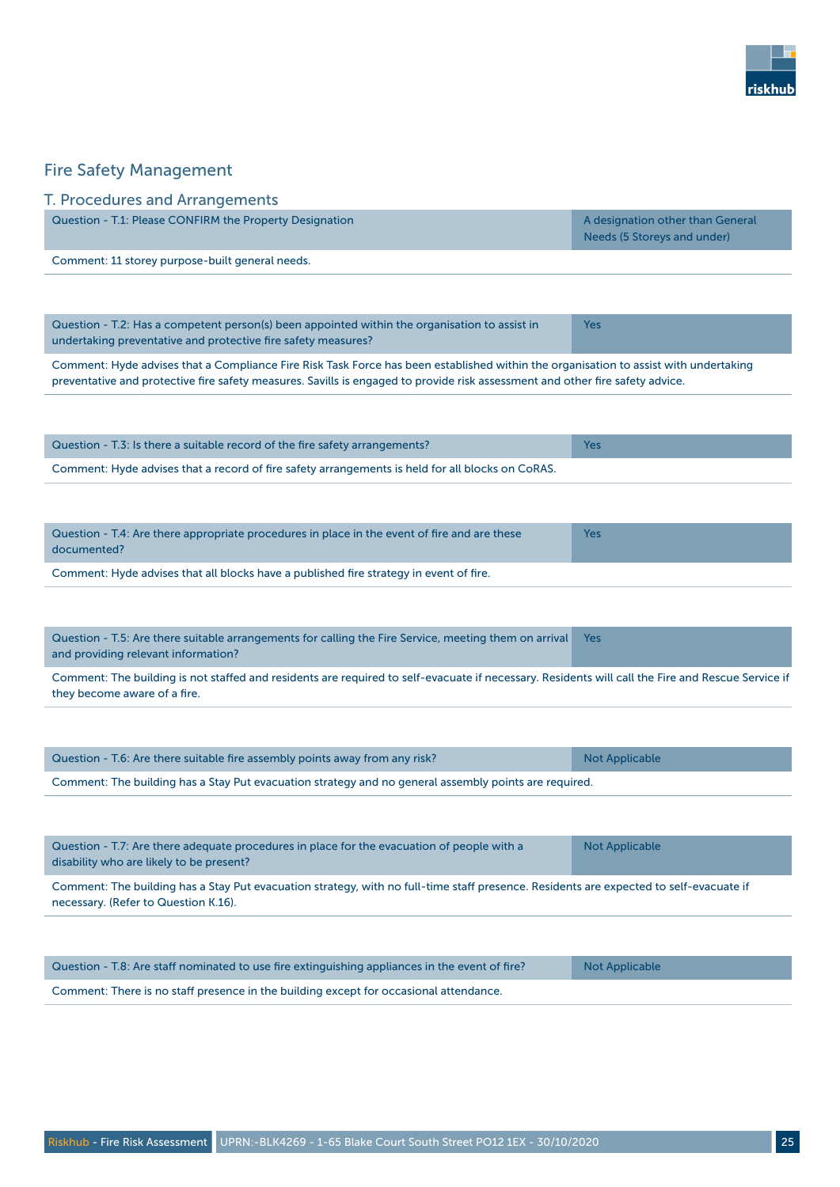## Fire Safety Management

### T. Procedures and Arrangements

| Question - T.1: Please CONFIRM the Property Designation | A designation other than General Needs (5 Storeys and under) |
|---|---|

Comment: 11 storey purpose-built general needs.

| Question - T.2: Has a competent person(s) been appointed within the organisation to assist in undertaking preventative and protective fire safety measures? | Yes |
|---|---|

Comment: Hyde advises that a Compliance Fire Risk Task Force has been established within the organisation to assist with undertaking preventative and protective fire safety measures. Savills is engaged to provide risk assessment and other fire safety advice.

| Question - T.3: Is there a suitable record of the fire safety arrangements? | Yes |
|---|---|

Comment: Hyde advises that a record of fire safety arrangements is held for all blocks on CoRAS.

| Question - T.4: Are there appropriate procedures in place in the event of fire and are these documented? | Yes |
|---|---|

Comment: Hyde advises that all blocks have a published fire strategy in event of fire.

| Question - T.5: Are there suitable arrangements for calling the Fire Service, meeting them on arrival and providing relevant information? | Yes |
|---|---|

Comment: The building is not staffed and residents are required to self-evacuate if necessary. Residents will call the Fire and Rescue Service if they become aware of a fire.

| Question - T.6: Are there suitable fire assembly points away from any risk? | Not Applicable |
|---|---|

Comment: The building has a Stay Put evacuation strategy and no general assembly points are required.

| Question - T.7: Are there adequate procedures in place for the evacuation of people with a disability who are likely to be present? | Not Applicable |
|---|---|

Comment: The building has a Stay Put evacuation strategy, with no full-time staff presence. Residents are expected to self-evacuate if necessary. (Refer to Question K.16).

| Question - T.8: Are staff nominated to use fire extinguishing appliances in the event of fire? | Not Applicable |
|---|---|

Comment: There is no staff presence in the building except for occasional attendance.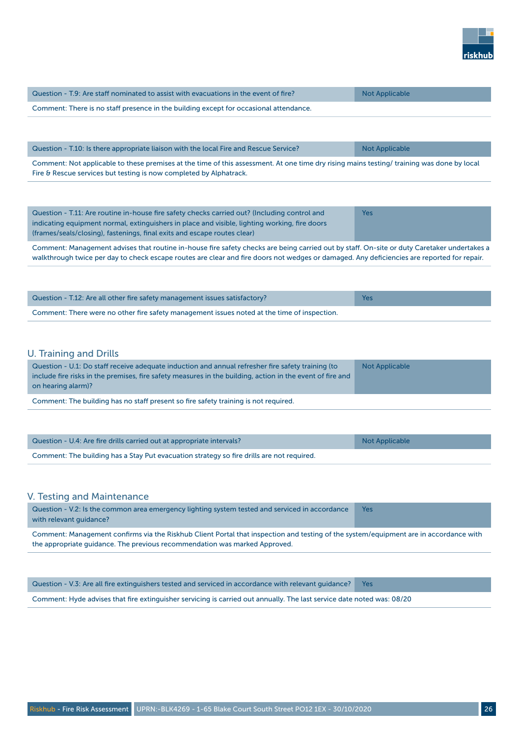| Question - T.9: Are staff nominated to assist with evacuations in the event of fire? | Not Applicable |
|---|---|

Comment: There is no staff presence in the building except for occasional attendance.

| Question - T.10: Is there appropriate liaison with the local Fire and Rescue Service? | Not Applicable |
|---|---|

Comment: Not applicable to these premises at the time of this assessment. At one time dry rising mains testing/ training was done by local Fire & Rescue services but testing is now completed by Alphatrack.

| Question - T.11: Are routine in-house fire safety checks carried out? (Including control and indicating equipment normal, extinguishers in place and visible, lighting working, fire doors (frames/seals/closing), fastenings, final exits and escape routes clear) | Yes |
|---|---|

Comment: Management advises that routine in-house fire safety checks are being carried out by staff. On-site or duty Caretaker undertakes a walkthrough twice per day to check escape routes are clear and fire doors not wedges or damaged. Any deficiencies are reported for repair.

| Question - T.12: Are all other fire safety management issues satisfactory? | Yes |
|---|---|

Comment: There were no other fire safety management issues noted at the time of inspection.

## U. Training and Drills

| Question - U.1: Do staff receive adequate induction and annual refresher fire safety training (to include fire risks in the premises, fire safety measures in the building, action in the event of fire and on hearing alarm)? | Not Applicable |
|---|---|

Comment: The building has no staff present so fire safety training is not required.

| Question - U.4: Are fire drills carried out at appropriate intervals? | Not Applicable |
|---|---|

Comment: The building has a Stay Put evacuation strategy so fire drills are not required.

## V. Testing and Maintenance

| Question - V.2: Is the common area emergency lighting system tested and serviced in accordance with relevant guidance? | Yes |
|---|---|

Comment: Management confirms via the Riskhub Client Portal that inspection and testing of the system/equipment are in accordance with the appropriate guidance. The previous recommendation was marked Approved.

| Question - V.3: Are all fire extinguishers tested and serviced in accordance with relevant guidance? | Yes |
|---|---|

Comment: Hyde advises that fire extinguisher servicing is carried out annually. The last service date noted was: 08/20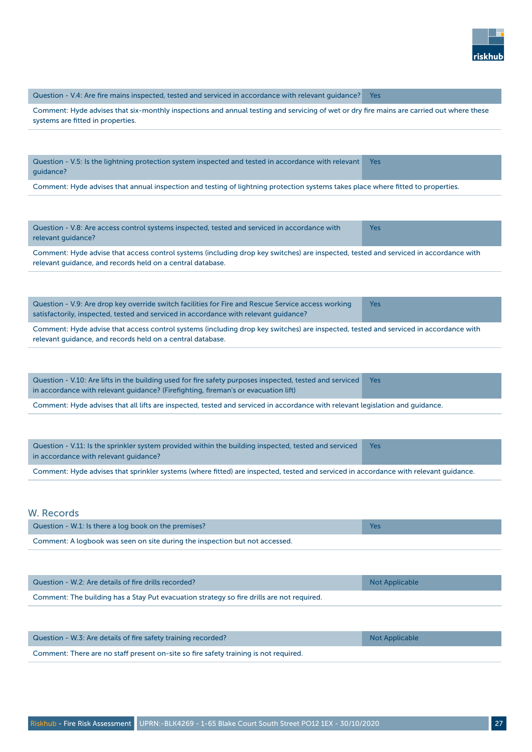| Question - V.4: Are fire mains inspected, tested and serviced in accordance with relevant guidance? | Yes |
|---|---|

Comment: Hyde advises that six-monthly inspections and annual testing and servicing of wet or dry fire mains are carried out where these systems are fitted in properties.

| Question - V.5: Is the lightning protection system inspected and tested in accordance with relevant guidance? | Yes |
|---|---|

Comment: Hyde advises that annual inspection and testing of lightning protection systems takes place where fitted to properties.

| Question - V.8: Are access control systems inspected, tested and serviced in accordance with relevant guidance? | Yes |
|---|---|

Comment: Hyde advise that access control systems (including drop key switches) are inspected, tested and serviced in accordance with relevant guidance, and records held on a central database.

| Question - V.9: Are drop key override switch facilities for Fire and Rescue Service access working satisfactorily, inspected, tested and serviced in accordance with relevant guidance? | Yes |
|---|---|

Comment: Hyde advise that access control systems (including drop key switches) are inspected, tested and serviced in accordance with relevant guidance, and records held on a central database.

| Question - V.10: Are lifts in the building used for fire safety purposes inspected, tested and serviced in accordance with relevant guidance? (Firefighting, fireman's or evacuation lift) | Yes |
|---|---|

Comment: Hyde advises that all lifts are inspected, tested and serviced in accordance with relevant legislation and guidance.

| Question - V.11: Is the sprinkler system provided within the building inspected, tested and serviced in accordance with relevant guidance? | Yes |
|---|---|

Comment: Hyde advises that sprinkler systems (where fitted) are inspected, tested and serviced in accordance with relevant guidance.

## W. Records

| Question - W.1: Is there a log book on the premises? | Yes |
|---|---|

Comment: A logbook was seen on site during the inspection but not accessed.

| Question - W.2: Are details of fire drills recorded? | Not Applicable |
|---|---|

Comment: The building has a Stay Put evacuation strategy so fire drills are not required.

| Question - W.3: Are details of fire safety training recorded? | Not Applicable |
|---|---|

Comment: There are no staff present on-site so fire safety training is not required.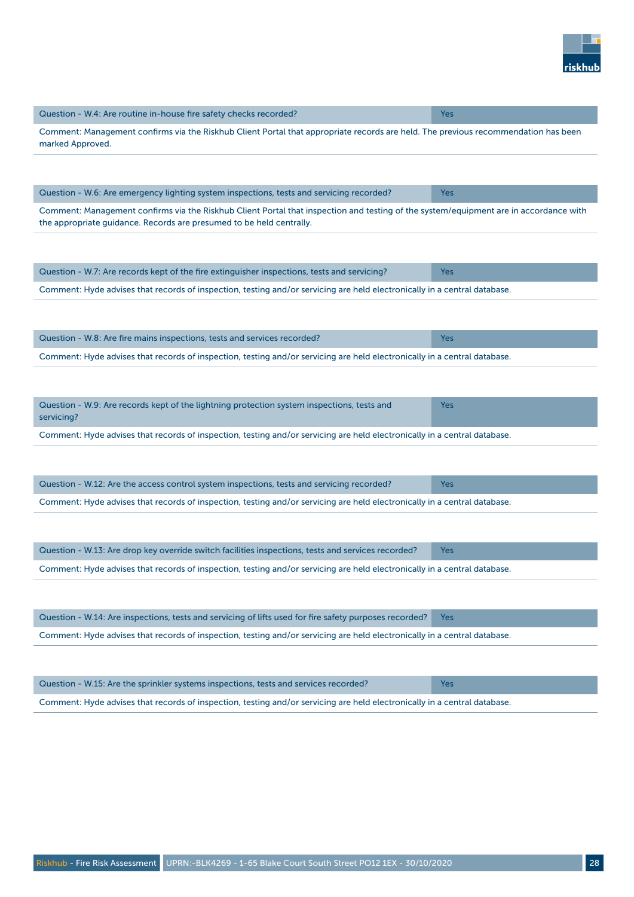| Question - W.4: Are routine in-house fire safety checks recorded? | Yes |
|---|---|

Comment: Management confirms via the Riskhub Client Portal that appropriate records are held. The previous recommendation has been marked Approved.

| Question - W.6: Are emergency lighting system inspections, tests and servicing recorded? | Yes |
|---|---|

Comment: Management confirms via the Riskhub Client Portal that inspection and testing of the system/equipment are in accordance with the appropriate guidance. Records are presumed to be held centrally.

| Question - W.7: Are records kept of the fire extinguisher inspections, tests and servicing? | Yes |
|---|---|

Comment: Hyde advises that records of inspection, testing and/or servicing are held electronically in a central database.

| Question - W.8: Are fire mains inspections, tests and services recorded? | Yes |
|---|---|

Comment: Hyde advises that records of inspection, testing and/or servicing are held electronically in a central database.

| Question - W.9: Are records kept of the lightning protection system inspections, tests and servicing? | Yes |
|---|---|

Comment: Hyde advises that records of inspection, testing and/or servicing are held electronically in a central database.

| Question - W.12: Are the access control system inspections, tests and servicing recorded? | Yes |
|---|---|

Comment: Hyde advises that records of inspection, testing and/or servicing are held electronically in a central database.

| Question - W.13: Are drop key override switch facilities inspections, tests and services recorded? | Yes |
|---|---|

Comment: Hyde advises that records of inspection, testing and/or servicing are held electronically in a central database.

| Question - W.14: Are inspections, tests and servicing of lifts used for fire safety purposes recorded? | Yes |
|---|---|

Comment: Hyde advises that records of inspection, testing and/or servicing are held electronically in a central database.

| Question - W.15: Are the sprinkler systems inspections, tests and services recorded? | Yes |
|---|---|

Comment: Hyde advises that records of inspection, testing and/or servicing are held electronically in a central database.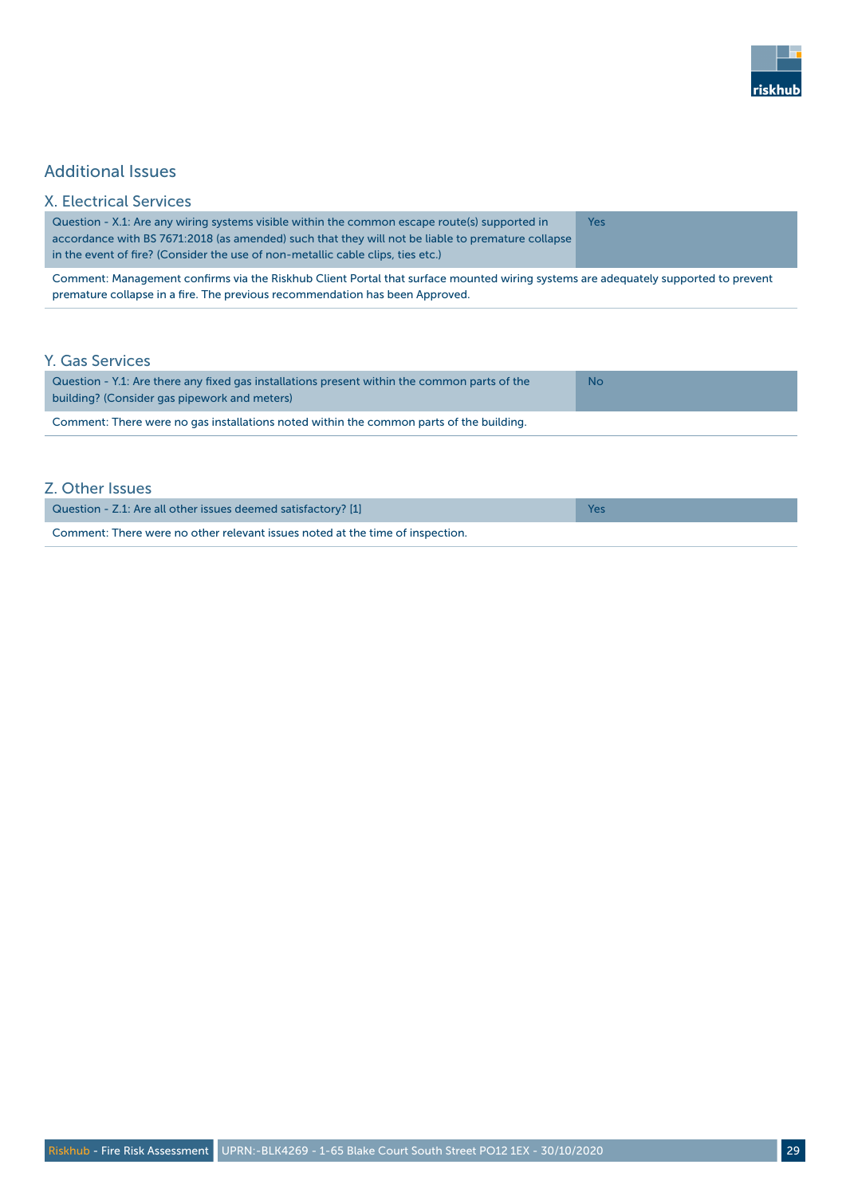## Additional Issues

### X. Electrical Services

| Question - X.1: Are any wiring systems visible within the common escape route(s) supported in accordance with BS 7671:2018 (as amended) such that they will not be liable to premature collapse in the event of fire? (Consider the use of non-metallic cable clips, ties etc.) | Yes |
|---|---|

Comment: Management confirms via the Riskhub Client Portal that surface mounted wiring systems are adequately supported to prevent premature collapse in a fire. The previous recommendation has been Approved.

### Y. Gas Services

| Question - Y.1: Are there any fixed gas installations present within the common parts of the building? (Consider gas pipework and meters) | No |
|---|---|

Comment: There were no gas installations noted within the common parts of the building.

### Z. Other Issues

| Question - Z.1: Are all other issues deemed satisfactory? [1] | Yes |
|---|---|

Comment: There were no other relevant issues noted at the time of inspection.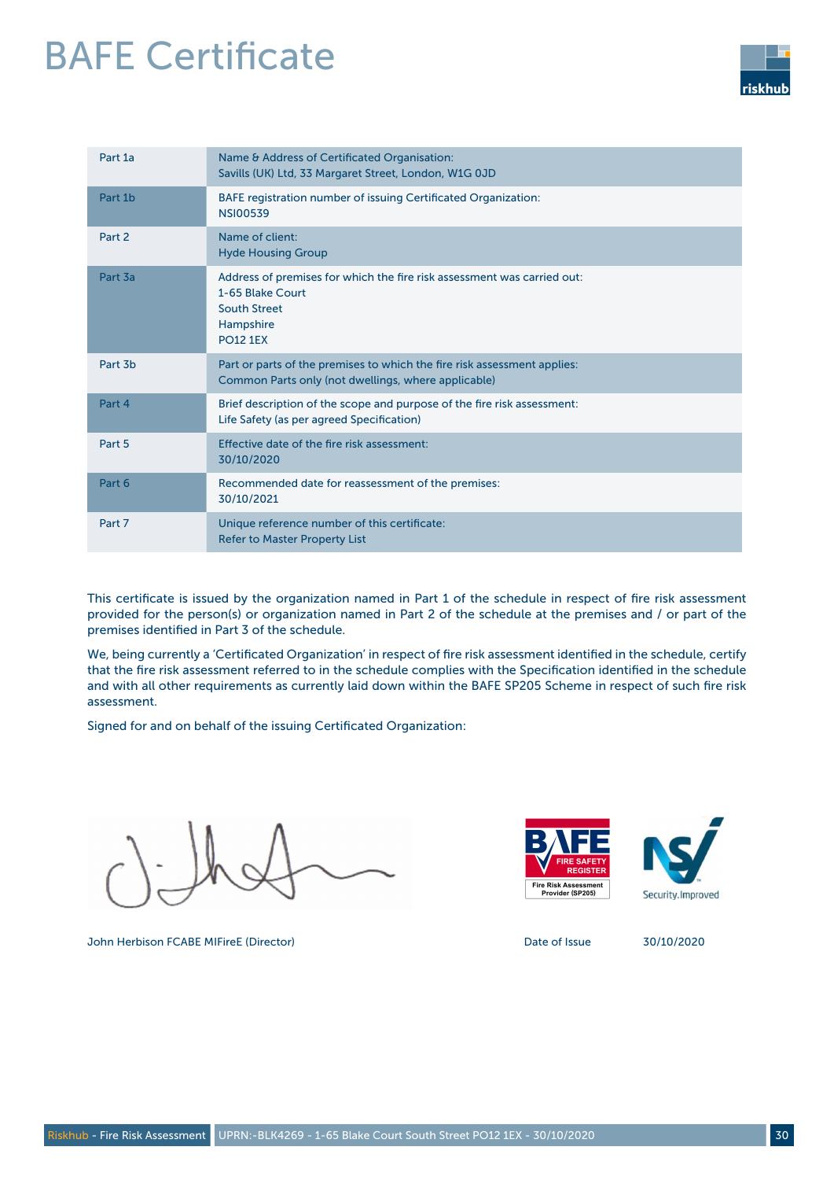# BAFE Certificate

| | |
|---|---|
| Part 1a | Name & Address of Certificated Organisation:<br>Savills (UK) Ltd, 33 Margaret Street, London, W1G 0JD |
| Part 1b | BAFE registration number of issuing Certificated Organization:<br>NSI00539 |
| Part 2 | Name of client:<br>Hyde Housing Group |
| Part 3a | Address of premises for which the fire risk assessment was carried out:<br>1-65 Blake Court<br>South Street<br>Hampshire<br>PO12 1EX |
| Part 3b | Part or parts of the premises to which the fire risk assessment applies:<br>Common Parts only (not dwellings, where applicable) |
| Part 4 | Brief description of the scope and purpose of the fire risk assessment:<br>Life Safety (as per agreed Specification) |
| Part 5 | Effective date of the fire risk assessment:<br>30/10/2020 |
| Part 6 | Recommended date for reassessment of the premises:<br>30/10/2021 |
| Part 7 | Unique reference number of this certificate:<br>Refer to Master Property List |

This certificate is issued by the organization named in Part 1 of the schedule in respect of fire risk assessment provided for the person(s) or organization named in Part 2 of the schedule at the premises and / or part of the premises identified in Part 3 of the schedule.

We, being currently a 'Certificated Organization' in respect of fire risk assessment identified in the schedule, certify that the fire risk assessment referred to in the schedule complies with the Specification identified in the schedule and with all other requirements as currently laid down within the BAFE SP205 Scheme in respect of such fire risk assessment.

Signed for and on behalf of the issuing Certificated Organization:

BAFE FIRE SAFETY REGISTER – Fire Risk Assessment Provider (SP205)

NSI Security.Improved

John Herbison FCABE MIFireE (Director)

Date of Issue 30/10/2020